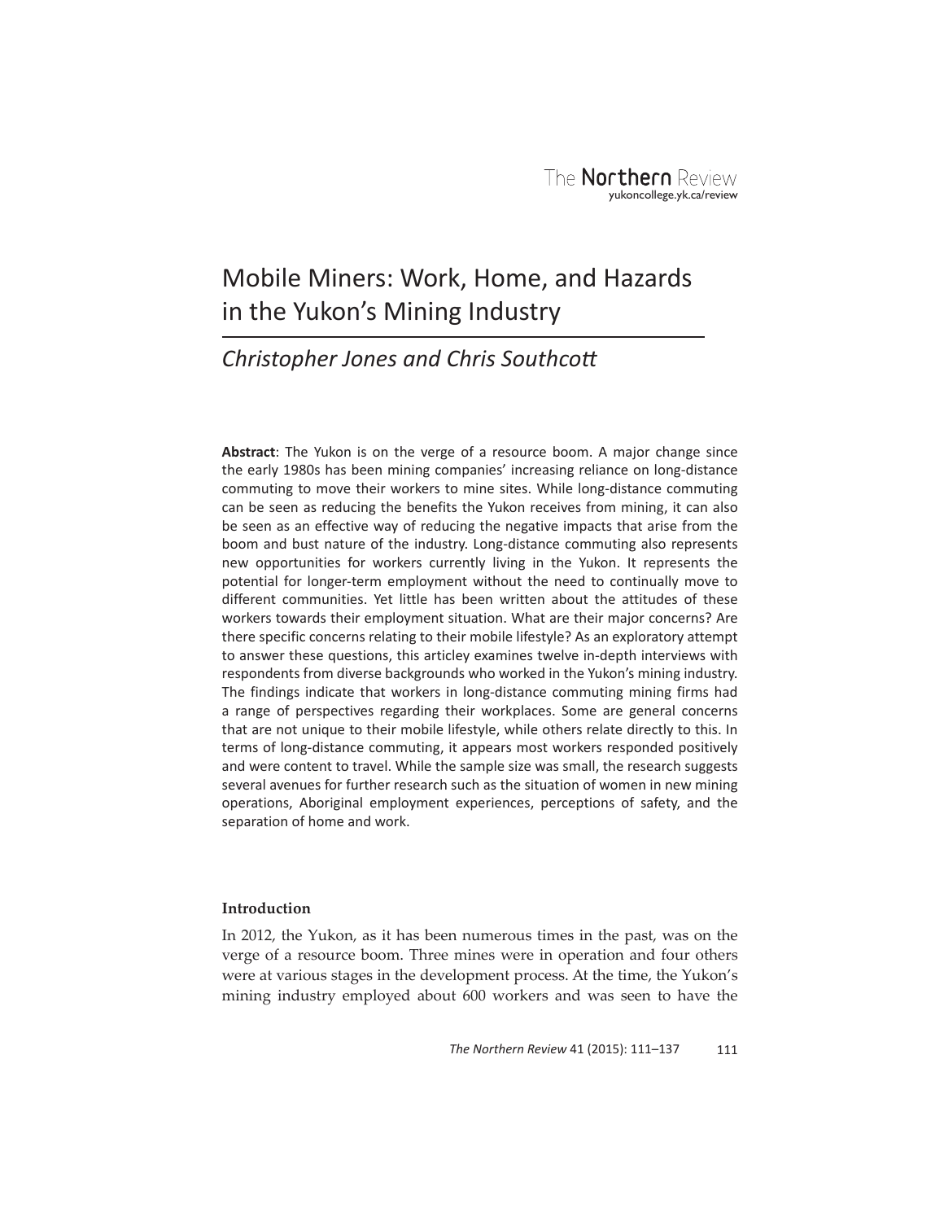# Mobile Miners: Work, Home, and Hazards in the Yukon's Mining Industry

*Christopher Jones and Chris Southcott*

**Abstract**: The Yukon is on the verge of a resource boom. A major change since the early 1980s has been mining companies' increasing reliance on long-distance commuting to move their workers to mine sites. While long-distance commuting can be seen as reducing the benefits the Yukon receives from mining, it can also be seen as an effective way of reducing the negative impacts that arise from the boom and bust nature of the industry. Long-distance commuting also represents new opportunities for workers currently living in the Yukon. It represents the potential for longer-term employment without the need to continually move to different communities. Yet little has been written about the attitudes of these workers towards their employment situation. What are their major concerns? Are there specific concerns relating to their mobile lifestyle? As an exploratory attempt to answer these questions, this articley examines twelve in-depth interviews with respondents from diverse backgrounds who worked in the Yukon's mining industry. The findings indicate that workers in long-distance commuting mining firms had a range of perspectives regarding their workplaces. Some are general concerns that are not unique to their mobile lifestyle, while others relate directly to this. In terms of long-distance commuting, it appears most workers responded positively and were content to travel. While the sample size was small, the research suggests several avenues for further research such as the situation of women in new mining operations, Aboriginal employment experiences, perceptions of safety, and the separation of home and work.

## Introduction

In 2012, the Yukon, as it has been numerous times in the past, was on the verge of a resource boom. Three mines were in operation and four others were at various stages in the development process. At the time, the Yukon's mining industry employed about 600 workers and was seen to have the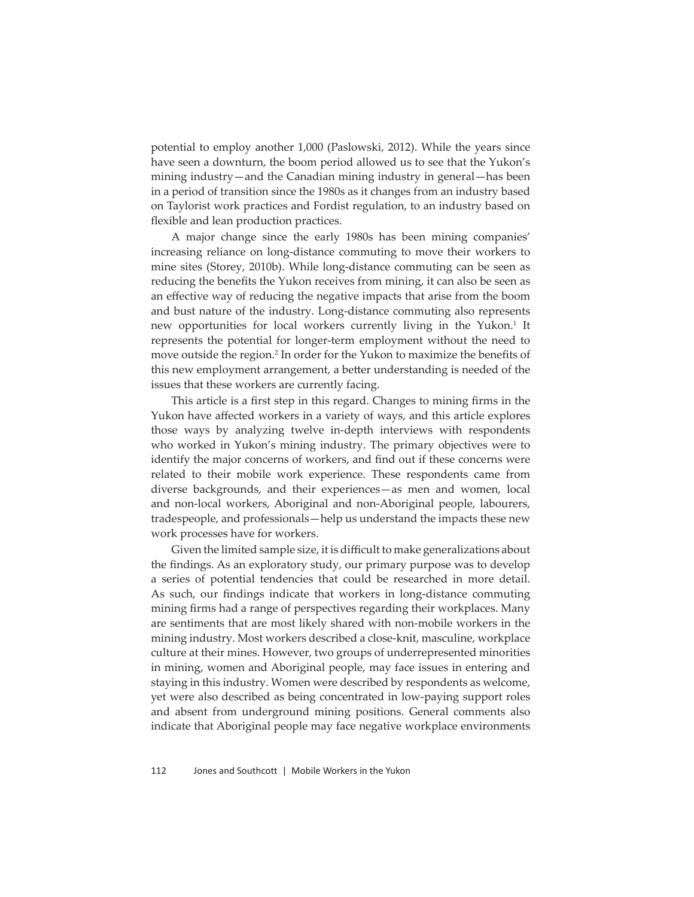potential to employ another 1,000 (Paslowski, 2012). While the years since have seen a downturn, the boom period allowed us to see that the Yukon's mining industry—and the Canadian mining industry in general—has been in a period of transition since the 1980s as it changes from an industry based on Taylorist work practices and Fordist regulation, to an industry based on flexible and lean production practices.

A major change since the early 1980s has been mining companies' increasing reliance on long-distance commuting to move their workers to mine sites (Storey, 2010b). While long-distance commuting can be seen as reducing the benefits the Yukon receives from mining, it can also be seen as an effective way of reducing the negative impacts that arise from the boom and bust nature of the industry. Long-distance commuting also represents new opportunities for local workers currently living in the Yukon.[1] It represents the potential for longer-term employment without the need to move outside the region.[2] In order for the Yukon to maximize the benefits of this new employment arrangement, a better understanding is needed of the issues that these workers are currently facing.

This article is a first step in this regard. Changes to mining firms in the Yukon have affected workers in a variety of ways, and this article explores those ways by analyzing twelve in-depth interviews with respondents who worked in Yukon's mining industry. The primary objectives were to identify the major concerns of workers, and find out if these concerns were related to their mobile work experience. These respondents came from diverse backgrounds, and their experiences—as men and women, local and non-local workers, Aboriginal and non-Aboriginal people, labourers, tradespeople, and professionals—help us understand the impacts these new work processes have for workers.

Given the limited sample size, it is difficult to make generalizations about the findings. As an exploratory study, our primary purpose was to develop a series of potential tendencies that could be researched in more detail. As such, our findings indicate that workers in long-distance commuting mining firms had a range of perspectives regarding their workplaces. Many are sentiments that are most likely shared with non-mobile workers in the mining industry. Most workers described a close-knit, masculine, workplace culture at their mines. However, two groups of underrepresented minorities in mining, women and Aboriginal people, may face issues in entering and staying in this industry. Women were described by respondents as welcome, yet were also described as being concentrated in low-paying support roles and absent from underground mining positions. General comments also indicate that Aboriginal people may face negative workplace environments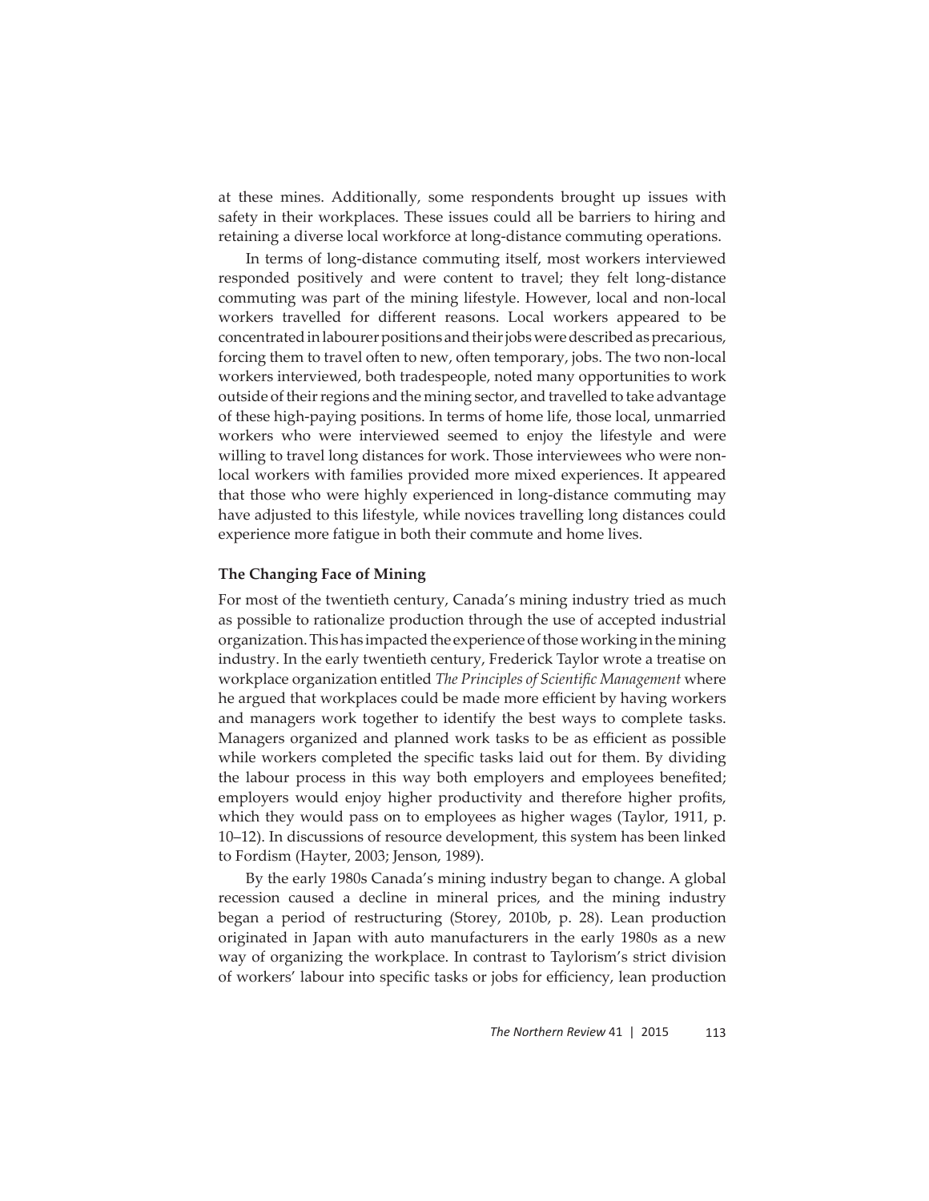at these mines. Additionally, some respondents brought up issues with safety in their workplaces. These issues could all be barriers to hiring and retaining a diverse local workforce at long-distance commuting operations.

In terms of long-distance commuting itself, most workers interviewed responded positively and were content to travel; they felt long-distance commuting was part of the mining lifestyle. However, local and non-local workers travelled for different reasons. Local workers appeared to be concentrated in labourer positions and their jobs were described as precarious, forcing them to travel often to new, often temporary, jobs. The two non-local workers interviewed, both tradespeople, noted many opportunities to work outside of their regions and the mining sector, and travelled to take advantage of these high-paying positions. In terms of home life, those local, unmarried workers who were interviewed seemed to enjoy the lifestyle and were willing to travel long distances for work. Those interviewees who were non-local workers with families provided more mixed experiences. It appeared that those who were highly experienced in long-distance commuting may have adjusted to this lifestyle, while novices travelling long distances could experience more fatigue in both their commute and home lives.

### The Changing Face of Mining

For most of the twentieth century, Canada's mining industry tried as much as possible to rationalize production through the use of accepted industrial organization. This has impacted the experience of those working in the mining industry. In the early twentieth century, Frederick Taylor wrote a treatise on workplace organization entitled *The Principles of Scientific Management* where he argued that workplaces could be made more efficient by having workers and managers work together to identify the best ways to complete tasks. Managers organized and planned work tasks to be as efficient as possible while workers completed the specific tasks laid out for them. By dividing the labour process in this way both employers and employees benefited; employers would enjoy higher productivity and therefore higher profits, which they would pass on to employees as higher wages (Taylor, 1911, p. 10–12). In discussions of resource development, this system has been linked to Fordism (Hayter, 2003; Jenson, 1989).

By the early 1980s Canada's mining industry began to change. A global recession caused a decline in mineral prices, and the mining industry began a period of restructuring (Storey, 2010b, p. 28). Lean production originated in Japan with auto manufacturers in the early 1980s as a new way of organizing the workplace. In contrast to Taylorism's strict division of workers' labour into specific tasks or jobs for efficiency, lean production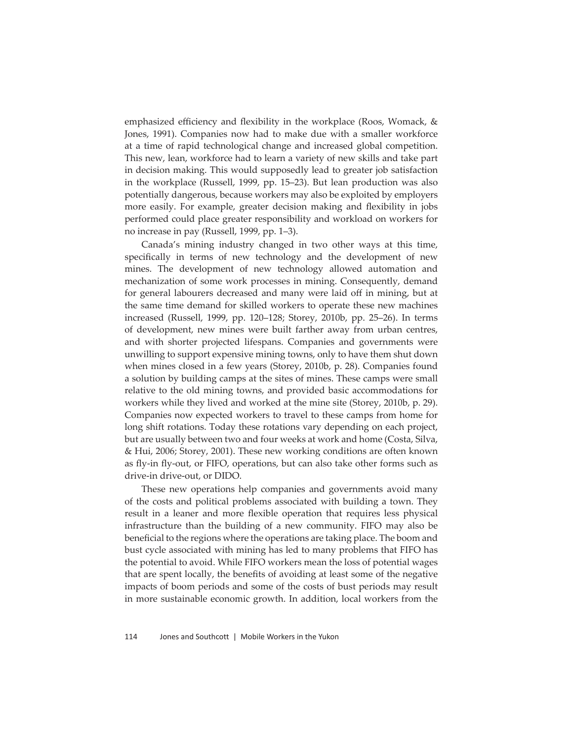emphasized efficiency and flexibility in the workplace (Roos, Womack, & Jones, 1991). Companies now had to make due with a smaller workforce at a time of rapid technological change and increased global competition. This new, lean, workforce had to learn a variety of new skills and take part in decision making. This would supposedly lead to greater job satisfaction in the workplace (Russell, 1999, pp. 15–23). But lean production was also potentially dangerous, because workers may also be exploited by employers more easily. For example, greater decision making and flexibility in jobs performed could place greater responsibility and workload on workers for no increase in pay (Russell, 1999, pp. 1–3).

Canada's mining industry changed in two other ways at this time, specifically in terms of new technology and the development of new mines. The development of new technology allowed automation and mechanization of some work processes in mining. Consequently, demand for general labourers decreased and many were laid off in mining, but at the same time demand for skilled workers to operate these new machines increased (Russell, 1999, pp. 120–128; Storey, 2010b, pp. 25–26). In terms of development, new mines were built farther away from urban centres, and with shorter projected lifespans. Companies and governments were unwilling to support expensive mining towns, only to have them shut down when mines closed in a few years (Storey, 2010b, p. 28). Companies found a solution by building camps at the sites of mines. These camps were small relative to the old mining towns, and provided basic accommodations for workers while they lived and worked at the mine site (Storey, 2010b, p. 29). Companies now expected workers to travel to these camps from home for long shift rotations. Today these rotations vary depending on each project, but are usually between two and four weeks at work and home (Costa, Silva, & Hui, 2006; Storey, 2001). These new working conditions are often known as fly-in fly-out, or FIFO, operations, but can also take other forms such as drive-in drive-out, or DIDO.

These new operations help companies and governments avoid many of the costs and political problems associated with building a town. They result in a leaner and more flexible operation that requires less physical infrastructure than the building of a new community. FIFO may also be beneficial to the regions where the operations are taking place. The boom and bust cycle associated with mining has led to many problems that FIFO has the potential to avoid. While FIFO workers mean the loss of potential wages that are spent locally, the benefits of avoiding at least some of the negative impacts of boom periods and some of the costs of bust periods may result in more sustainable economic growth. In addition, local workers from the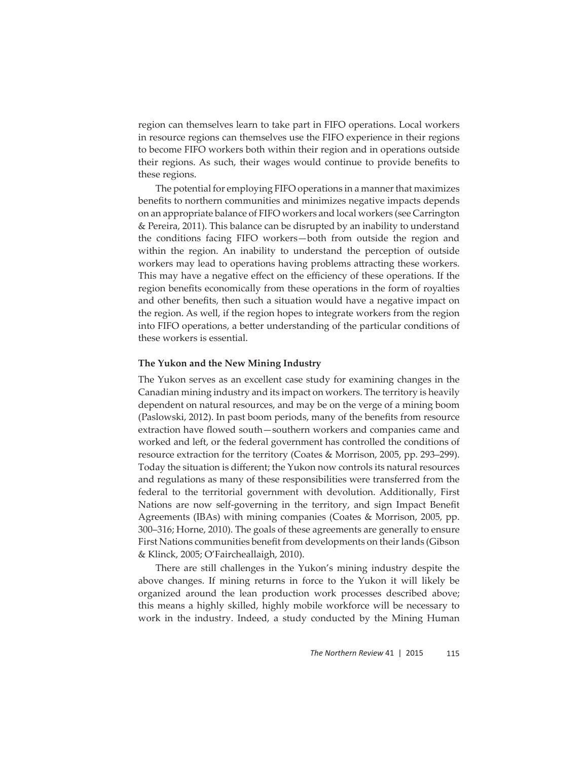region can themselves learn to take part in FIFO operations. Local workers in resource regions can themselves use the FIFO experience in their regions to become FIFO workers both within their region and in operations outside their regions. As such, their wages would continue to provide benefits to these regions.

The potential for employing FIFO operations in a manner that maximizes benefits to northern communities and minimizes negative impacts depends on an appropriate balance of FIFO workers and local workers (see Carrington & Pereira, 2011). This balance can be disrupted by an inability to understand the conditions facing FIFO workers—both from outside the region and within the region. An inability to understand the perception of outside workers may lead to operations having problems attracting these workers. This may have a negative effect on the efficiency of these operations. If the region benefits economically from these operations in the form of royalties and other benefits, then such a situation would have a negative impact on the region. As well, if the region hopes to integrate workers from the region into FIFO operations, a better understanding of the particular conditions of these workers is essential.

**The Yukon and the New Mining Industry**

The Yukon serves as an excellent case study for examining changes in the Canadian mining industry and its impact on workers. The territory is heavily dependent on natural resources, and may be on the verge of a mining boom (Paslowski, 2012). In past boom periods, many of the benefits from resource extraction have flowed south—southern workers and companies came and worked and left, or the federal government has controlled the conditions of resource extraction for the territory (Coates & Morrison, 2005, pp. 293–299). Today the situation is different; the Yukon now controls its natural resources and regulations as many of these responsibilities were transferred from the federal to the territorial government with devolution. Additionally, First Nations are now self-governing in the territory, and sign Impact Benefit Agreements (IBAs) with mining companies (Coates & Morrison, 2005, pp. 300–316; Horne, 2010). The goals of these agreements are generally to ensure First Nations communities benefit from developments on their lands (Gibson & Klinck, 2005; O'Faircheallaigh, 2010).

There are still challenges in the Yukon's mining industry despite the above changes. If mining returns in force to the Yukon it will likely be organized around the lean production work processes described above; this means a highly skilled, highly mobile workforce will be necessary to work in the industry. Indeed, a study conducted by the Mining Human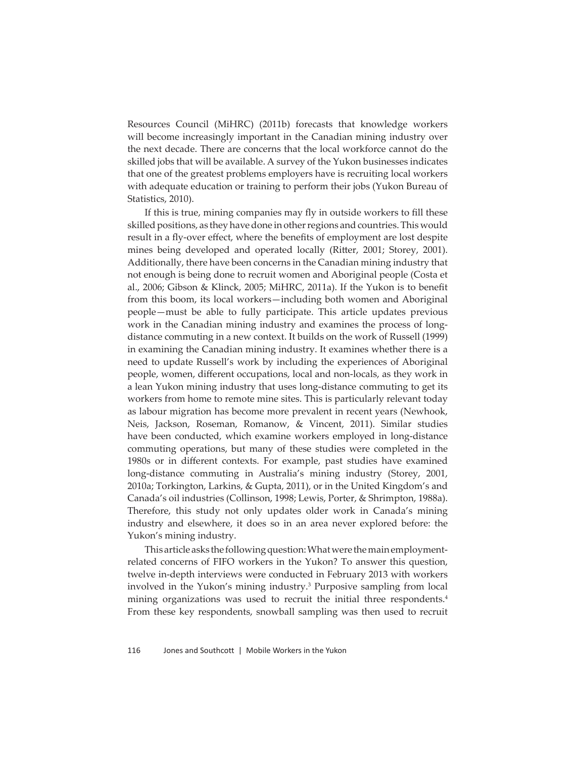Resources Council (MiHRC) (2011b) forecasts that knowledge workers will become increasingly important in the Canadian mining industry over the next decade. There are concerns that the local workforce cannot do the skilled jobs that will be available. A survey of the Yukon businesses indicates that one of the greatest problems employers have is recruiting local workers with adequate education or training to perform their jobs (Yukon Bureau of Statistics, 2010).

If this is true, mining companies may fly in outside workers to fill these skilled positions, as they have done in other regions and countries. This would result in a fly-over effect, where the benefits of employment are lost despite mines being developed and operated locally (Ritter, 2001; Storey, 2001). Additionally, there have been concerns in the Canadian mining industry that not enough is being done to recruit women and Aboriginal people (Costa et al., 2006; Gibson & Klinck, 2005; MiHRC, 2011a). If the Yukon is to benefit from this boom, its local workers—including both women and Aboriginal people—must be able to fully participate. This article updates previous work in the Canadian mining industry and examines the process of long-distance commuting in a new context. It builds on the work of Russell (1999) in examining the Canadian mining industry. It examines whether there is a need to update Russell's work by including the experiences of Aboriginal people, women, different occupations, local and non-locals, as they work in a lean Yukon mining industry that uses long-distance commuting to get its workers from home to remote mine sites. This is particularly relevant today as labour migration has become more prevalent in recent years (Newhook, Neis, Jackson, Roseman, Romanow, & Vincent, 2011). Similar studies have been conducted, which examine workers employed in long-distance commuting operations, but many of these studies were completed in the 1980s or in different contexts. For example, past studies have examined long-distance commuting in Australia's mining industry (Storey, 2001, 2010a; Torkington, Larkins, & Gupta, 2011), or in the United Kingdom's and Canada's oil industries (Collinson, 1998; Lewis, Porter, & Shrimpton, 1988a). Therefore, this study not only updates older work in Canada's mining industry and elsewhere, it does so in an area never explored before: the Yukon's mining industry.

This article asks the following question: What were the main employment-related concerns of FIFO workers in the Yukon? To answer this question, twelve in-depth interviews were conducted in February 2013 with workers involved in the Yukon's mining industry.[3] Purposive sampling from local mining organizations was used to recruit the initial three respondents.[4] From these key respondents, snowball sampling was then used to recruit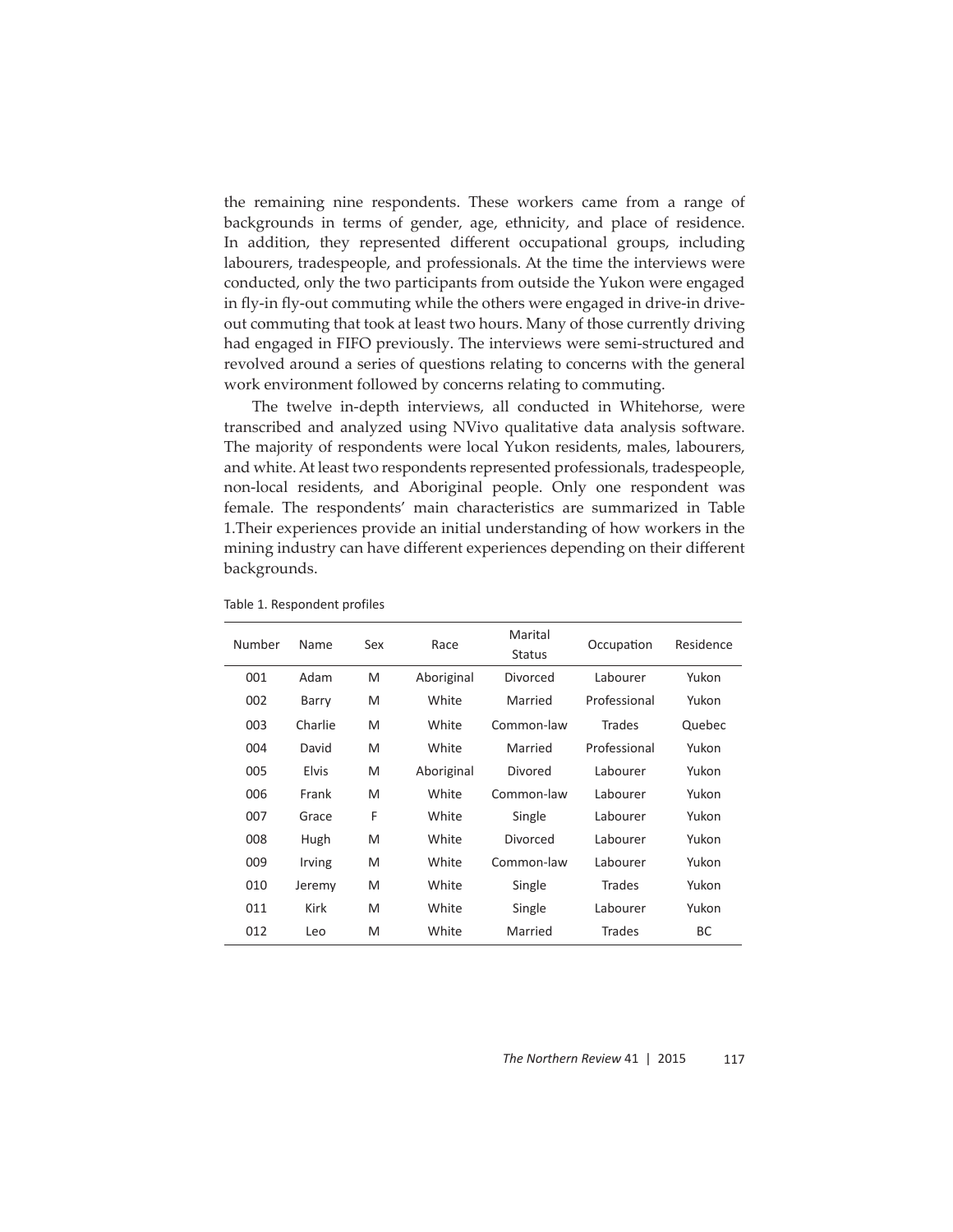the remaining nine respondents. These workers came from a range of backgrounds in terms of gender, age, ethnicity, and place of residence. In addition, they represented different occupational groups, including labourers, tradespeople, and professionals. At the time the interviews were conducted, only the two participants from outside the Yukon were engaged in fly-in fly-out commuting while the others were engaged in drive-in drive-out commuting that took at least two hours. Many of those currently driving had engaged in FIFO previously. The interviews were semi-structured and revolved around a series of questions relating to concerns with the general work environment followed by concerns relating to commuting.

The twelve in-depth interviews, all conducted in Whitehorse, were transcribed and analyzed using NVivo qualitative data analysis software. The majority of respondents were local Yukon residents, males, labourers, and white. At least two respondents represented professionals, tradespeople, non-local residents, and Aboriginal people. Only one respondent was female. The respondents' main characteristics are summarized in Table 1.Their experiences provide an initial understanding of how workers in the mining industry can have different experiences depending on their different backgrounds.

Table 1. Respondent profiles

| Number | Name | Sex | Race | Marital Status | Occupation | Residence |
|---|---|---|---|---|---|---|
| 001 | Adam | M | Aboriginal | Divorced | Labourer | Yukon |
| 002 | Barry | M | White | Married | Professional | Yukon |
| 003 | Charlie | M | White | Common-law | Trades | Quebec |
| 004 | David | M | White | Married | Professional | Yukon |
| 005 | Elvis | M | Aboriginal | Divored | Labourer | Yukon |
| 006 | Frank | M | White | Common-law | Labourer | Yukon |
| 007 | Grace | F | White | Single | Labourer | Yukon |
| 008 | Hugh | M | White | Divorced | Labourer | Yukon |
| 009 | Irving | M | White | Common-law | Labourer | Yukon |
| 010 | Jeremy | M | White | Single | Trades | Yukon |
| 011 | Kirk | M | White | Single | Labourer | Yukon |
| 012 | Leo | M | White | Married | Trades | BC |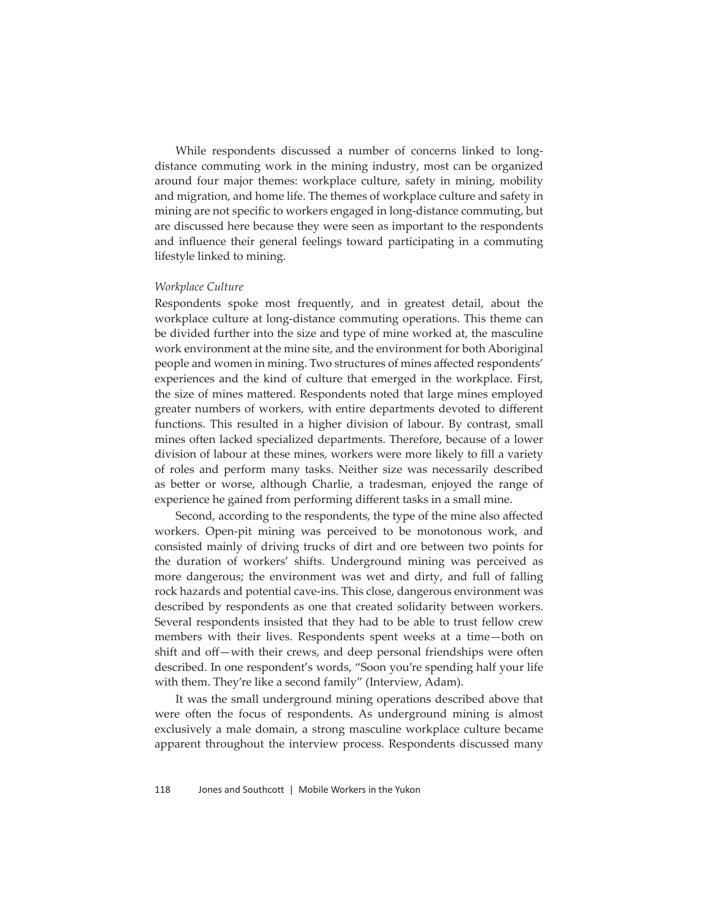While respondents discussed a number of concerns linked to long-distance commuting work in the mining industry, most can be organized around four major themes: workplace culture, safety in mining, mobility and migration, and home life. The themes of workplace culture and safety in mining are not specific to workers engaged in long-distance commuting, but are discussed here because they were seen as important to the respondents and influence their general feelings toward participating in a commuting lifestyle linked to mining.

*Workplace Culture*

Respondents spoke most frequently, and in greatest detail, about the workplace culture at long-distance commuting operations. This theme can be divided further into the size and type of mine worked at, the masculine work environment at the mine site, and the environment for both Aboriginal people and women in mining. Two structures of mines affected respondents' experiences and the kind of culture that emerged in the workplace. First, the size of mines mattered. Respondents noted that large mines employed greater numbers of workers, with entire departments devoted to different functions. This resulted in a higher division of labour. By contrast, small mines often lacked specialized departments. Therefore, because of a lower division of labour at these mines, workers were more likely to fill a variety of roles and perform many tasks. Neither size was necessarily described as better or worse, although Charlie, a tradesman, enjoyed the range of experience he gained from performing different tasks in a small mine.

Second, according to the respondents, the type of the mine also affected workers. Open-pit mining was perceived to be monotonous work, and consisted mainly of driving trucks of dirt and ore between two points for the duration of workers' shifts. Underground mining was perceived as more dangerous; the environment was wet and dirty, and full of falling rock hazards and potential cave-ins. This close, dangerous environment was described by respondents as one that created solidarity between workers. Several respondents insisted that they had to be able to trust fellow crew members with their lives. Respondents spent weeks at a time—both on shift and off—with their crews, and deep personal friendships were often described. In one respondent's words, "Soon you're spending half your life with them. They're like a second family" (Interview, Adam).

It was the small underground mining operations described above that were often the focus of respondents. As underground mining is almost exclusively a male domain, a strong masculine workplace culture became apparent throughout the interview process. Respondents discussed many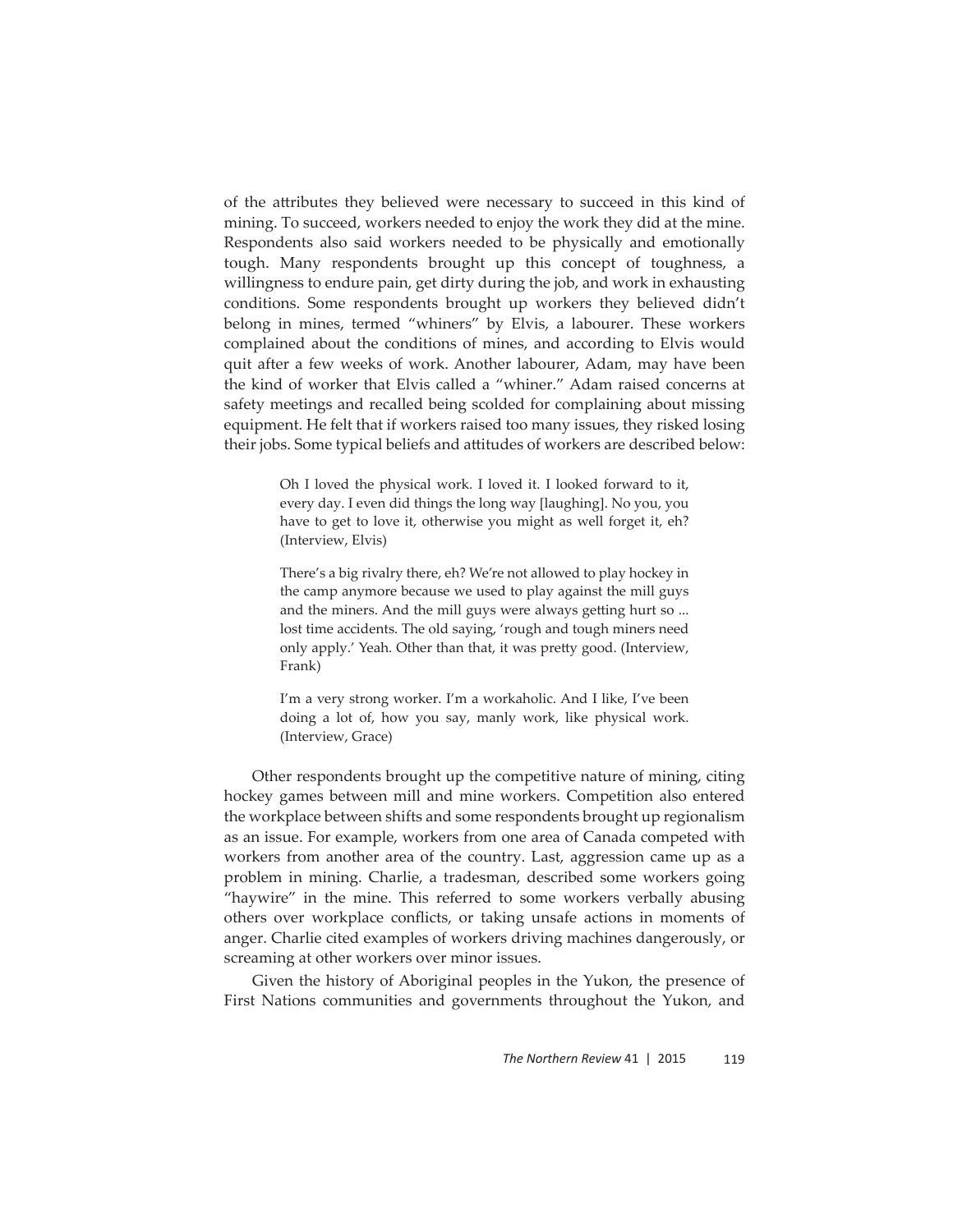of the attributes they believed were necessary to succeed in this kind of mining. To succeed, workers needed to enjoy the work they did at the mine. Respondents also said workers needed to be physically and emotionally tough. Many respondents brought up this concept of toughness, a willingness to endure pain, get dirty during the job, and work in exhausting conditions. Some respondents brought up workers they believed didn't belong in mines, termed "whiners" by Elvis, a labourer. These workers complained about the conditions of mines, and according to Elvis would quit after a few weeks of work. Another labourer, Adam, may have been the kind of worker that Elvis called a "whiner." Adam raised concerns at safety meetings and recalled being scolded for complaining about missing equipment. He felt that if workers raised too many issues, they risked losing their jobs. Some typical beliefs and attitudes of workers are described below:

> Oh I loved the physical work. I loved it. I looked forward to it, every day. I even did things the long way [laughing]. No you, you have to get to love it, otherwise you might as well forget it, eh? (Interview, Elvis)
>
> There's a big rivalry there, eh? We're not allowed to play hockey in the camp anymore because we used to play against the mill guys and the miners. And the mill guys were always getting hurt so ... lost time accidents. The old saying, 'rough and tough miners need only apply.' Yeah. Other than that, it was pretty good. (Interview, Frank)
>
> I'm a very strong worker. I'm a workaholic. And I like, I've been doing a lot of, how you say, manly work, like physical work. (Interview, Grace)

Other respondents brought up the competitive nature of mining, citing hockey games between mill and mine workers. Competition also entered the workplace between shifts and some respondents brought up regionalism as an issue. For example, workers from one area of Canada competed with workers from another area of the country. Last, aggression came up as a problem in mining. Charlie, a tradesman, described some workers going "haywire" in the mine. This referred to some workers verbally abusing others over workplace conflicts, or taking unsafe actions in moments of anger. Charlie cited examples of workers driving machines dangerously, or screaming at other workers over minor issues.

Given the history of Aboriginal peoples in the Yukon, the presence of First Nations communities and governments throughout the Yukon, and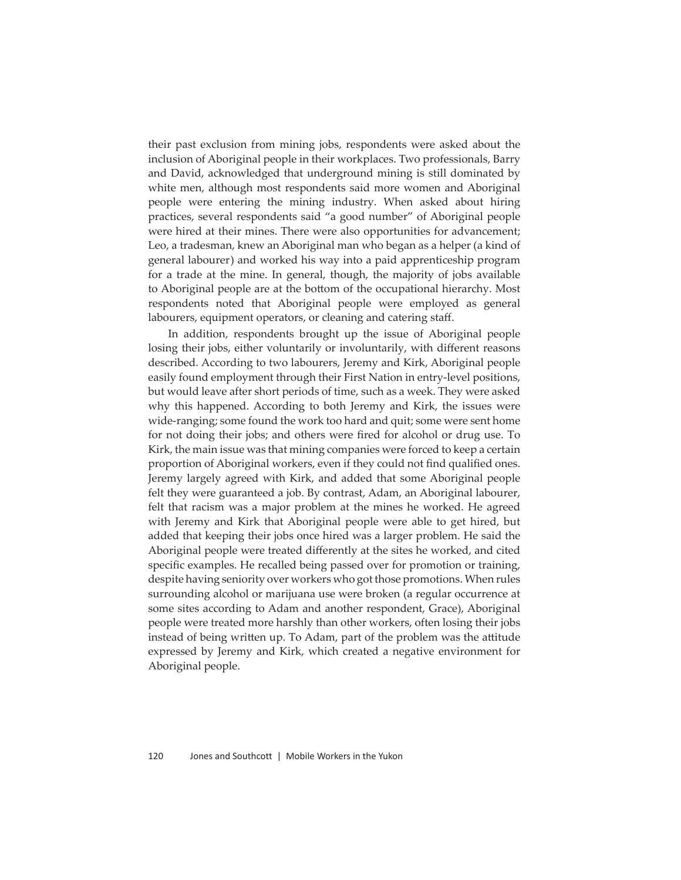their past exclusion from mining jobs, respondents were asked about the inclusion of Aboriginal people in their workplaces. Two professionals, Barry and David, acknowledged that underground mining is still dominated by white men, although most respondents said more women and Aboriginal people were entering the mining industry. When asked about hiring practices, several respondents said "a good number" of Aboriginal people were hired at their mines. There were also opportunities for advancement; Leo, a tradesman, knew an Aboriginal man who began as a helper (a kind of general labourer) and worked his way into a paid apprenticeship program for a trade at the mine. In general, though, the majority of jobs available to Aboriginal people are at the bottom of the occupational hierarchy. Most respondents noted that Aboriginal people were employed as general labourers, equipment operators, or cleaning and catering staff.

In addition, respondents brought up the issue of Aboriginal people losing their jobs, either voluntarily or involuntarily, with different reasons described. According to two labourers, Jeremy and Kirk, Aboriginal people easily found employment through their First Nation in entry-level positions, but would leave after short periods of time, such as a week. They were asked why this happened. According to both Jeremy and Kirk, the issues were wide-ranging; some found the work too hard and quit; some were sent home for not doing their jobs; and others were fired for alcohol or drug use. To Kirk, the main issue was that mining companies were forced to keep a certain proportion of Aboriginal workers, even if they could not find qualified ones. Jeremy largely agreed with Kirk, and added that some Aboriginal people felt they were guaranteed a job. By contrast, Adam, an Aboriginal labourer, felt that racism was a major problem at the mines he worked. He agreed with Jeremy and Kirk that Aboriginal people were able to get hired, but added that keeping their jobs once hired was a larger problem. He said the Aboriginal people were treated differently at the sites he worked, and cited specific examples. He recalled being passed over for promotion or training, despite having seniority over workers who got those promotions. When rules surrounding alcohol or marijuana use were broken (a regular occurrence at some sites according to Adam and another respondent, Grace), Aboriginal people were treated more harshly than other workers, often losing their jobs instead of being written up. To Adam, part of the problem was the attitude expressed by Jeremy and Kirk, which created a negative environment for Aboriginal people.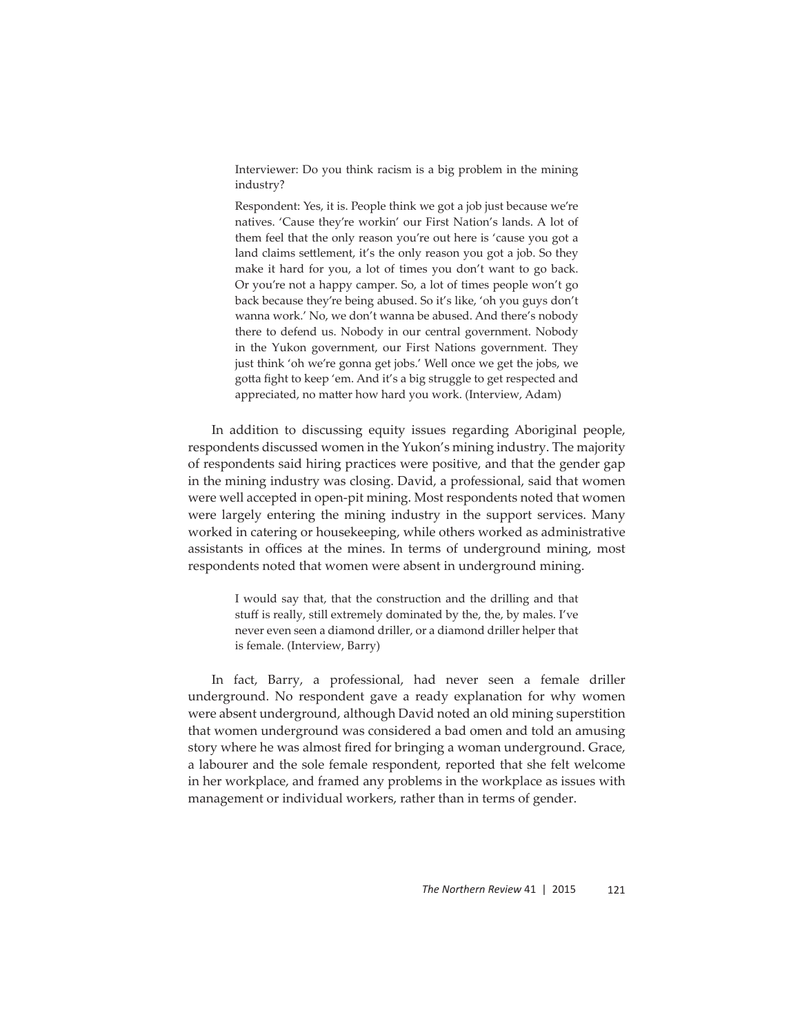> Interviewer: Do you think racism is a big problem in the mining industry?
>
> Respondent: Yes, it is. People think we got a job just because we're natives. 'Cause they're workin' our First Nation's lands. A lot of them feel that the only reason you're out here is 'cause you got a land claims settlement, it's the only reason you got a job. So they make it hard for you, a lot of times you don't want to go back. Or you're not a happy camper. So, a lot of times people won't go back because they're being abused. So it's like, 'oh you guys don't wanna work.' No, we don't wanna be abused. And there's nobody there to defend us. Nobody in our central government. Nobody in the Yukon government, our First Nations government. They just think 'oh we're gonna get jobs.' Well once we get the jobs, we gotta fight to keep 'em. And it's a big struggle to get respected and appreciated, no matter how hard you work. (Interview, Adam)

In addition to discussing equity issues regarding Aboriginal people, respondents discussed women in the Yukon's mining industry. The majority of respondents said hiring practices were positive, and that the gender gap in the mining industry was closing. David, a professional, said that women were well accepted in open-pit mining. Most respondents noted that women were largely entering the mining industry in the support services. Many worked in catering or housekeeping, while others worked as administrative assistants in offices at the mines. In terms of underground mining, most respondents noted that women were absent in underground mining.

> I would say that, that the construction and the drilling and that stuff is really, still extremely dominated by the, the, by males. I've never even seen a diamond driller, or a diamond driller helper that is female. (Interview, Barry)

In fact, Barry, a professional, had never seen a female driller underground. No respondent gave a ready explanation for why women were absent underground, although David noted an old mining superstition that women underground was considered a bad omen and told an amusing story where he was almost fired for bringing a woman underground. Grace, a labourer and the sole female respondent, reported that she felt welcome in her workplace, and framed any problems in the workplace as issues with management or individual workers, rather than in terms of gender.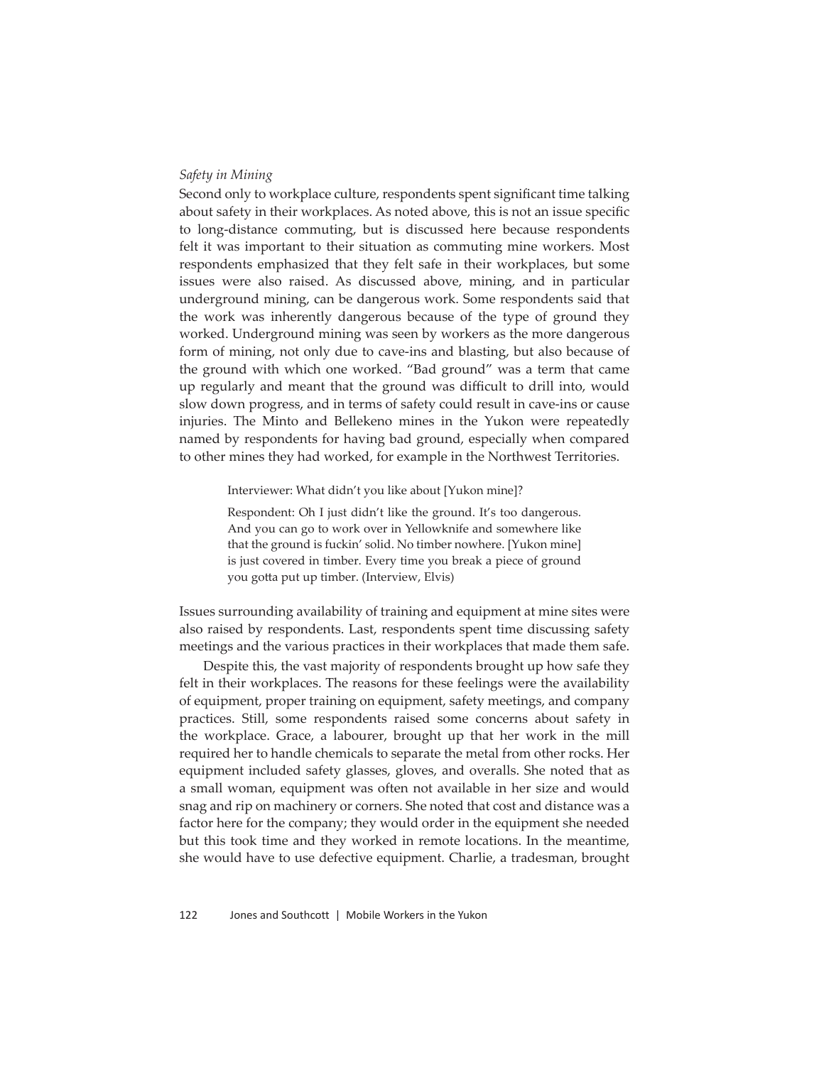### *Safety in Mining*

Second only to workplace culture, respondents spent significant time talking about safety in their workplaces. As noted above, this is not an issue specific to long-distance commuting, but is discussed here because respondents felt it was important to their situation as commuting mine workers. Most respondents emphasized that they felt safe in their workplaces, but some issues were also raised. As discussed above, mining, and in particular underground mining, can be dangerous work. Some respondents said that the work was inherently dangerous because of the type of ground they worked. Underground mining was seen by workers as the more dangerous form of mining, not only due to cave-ins and blasting, but also because of the ground with which one worked. "Bad ground" was a term that came up regularly and meant that the ground was difficult to drill into, would slow down progress, and in terms of safety could result in cave-ins or cause injuries. The Minto and Bellekeno mines in the Yukon were repeatedly named by respondents for having bad ground, especially when compared to other mines they had worked, for example in the Northwest Territories.

> Interviewer: What didn't you like about [Yukon mine]?
>
> Respondent: Oh I just didn't like the ground. It's too dangerous. And you can go to work over in Yellowknife and somewhere like that the ground is fuckin' solid. No timber nowhere. [Yukon mine] is just covered in timber. Every time you break a piece of ground you gotta put up timber. (Interview, Elvis)

Issues surrounding availability of training and equipment at mine sites were also raised by respondents. Last, respondents spent time discussing safety meetings and the various practices in their workplaces that made them safe.

Despite this, the vast majority of respondents brought up how safe they felt in their workplaces. The reasons for these feelings were the availability of equipment, proper training on equipment, safety meetings, and company practices. Still, some respondents raised some concerns about safety in the workplace. Grace, a labourer, brought up that her work in the mill required her to handle chemicals to separate the metal from other rocks. Her equipment included safety glasses, gloves, and overalls. She noted that as a small woman, equipment was often not available in her size and would snag and rip on machinery or corners. She noted that cost and distance was a factor here for the company; they would order in the equipment she needed but this took time and they worked in remote locations. In the meantime, she would have to use defective equipment. Charlie, a tradesman, brought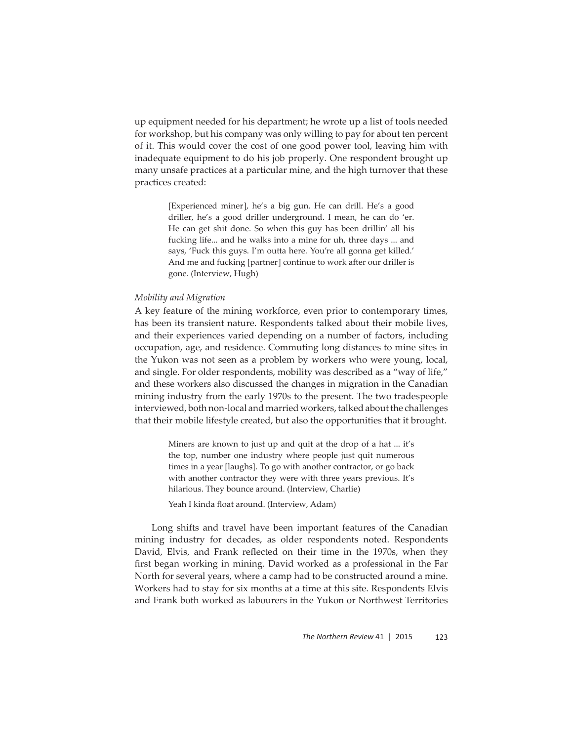up equipment needed for his department; he wrote up a list of tools needed for workshop, but his company was only willing to pay for about ten percent of it. This would cover the cost of one good power tool, leaving him with inadequate equipment to do his job properly. One respondent brought up many unsafe practices at a particular mine, and the high turnover that these practices created:

> [Experienced miner], he's a big gun. He can drill. He's a good driller, he's a good driller underground. I mean, he can do 'er. He can get shit done. So when this guy has been drillin' all his fucking life... and he walks into a mine for uh, three days ... and says, 'Fuck this guys. I'm outta here. You're all gonna get killed.' And me and fucking [partner] continue to work after our driller is gone. (Interview, Hugh)

*Mobility and Migration*

A key feature of the mining workforce, even prior to contemporary times, has been its transient nature. Respondents talked about their mobile lives, and their experiences varied depending on a number of factors, including occupation, age, and residence. Commuting long distances to mine sites in the Yukon was not seen as a problem by workers who were young, local, and single. For older respondents, mobility was described as a "way of life," and these workers also discussed the changes in migration in the Canadian mining industry from the early 1970s to the present. The two tradespeople interviewed, both non-local and married workers, talked about the challenges that their mobile lifestyle created, but also the opportunities that it brought.

> Miners are known to just up and quit at the drop of a hat ... it's the top, number one industry where people just quit numerous times in a year [laughs]. To go with another contractor, or go back with another contractor they were with three years previous. It's hilarious. They bounce around. (Interview, Charlie)
>
> Yeah I kinda float around. (Interview, Adam)

Long shifts and travel have been important features of the Canadian mining industry for decades, as older respondents noted. Respondents David, Elvis, and Frank reflected on their time in the 1970s, when they first began working in mining. David worked as a professional in the Far North for several years, where a camp had to be constructed around a mine. Workers had to stay for six months at a time at this site. Respondents Elvis and Frank both worked as labourers in the Yukon or Northwest Territories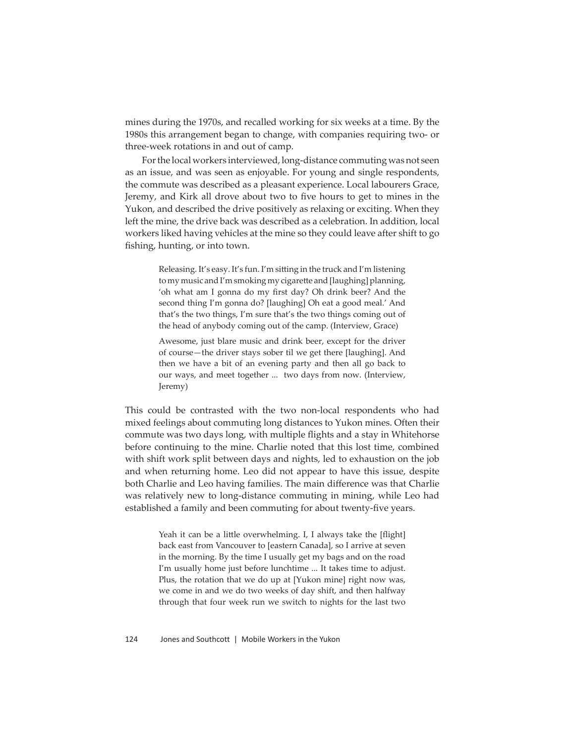mines during the 1970s, and recalled working for six weeks at a time. By the 1980s this arrangement began to change, with companies requiring two- or three-week rotations in and out of camp.

For the local workers interviewed, long-distance commuting was not seen as an issue, and was seen as enjoyable. For young and single respondents, the commute was described as a pleasant experience. Local labourers Grace, Jeremy, and Kirk all drove about two to five hours to get to mines in the Yukon, and described the drive positively as relaxing or exciting. When they left the mine, the drive back was described as a celebration. In addition, local workers liked having vehicles at the mine so they could leave after shift to go fishing, hunting, or into town.

> Releasing. It's easy. It's fun. I'm sitting in the truck and I'm listening to my music and I'm smoking my cigarette and [laughing] planning, 'oh what am I gonna do my first day? Oh drink beer? And the second thing I'm gonna do? [laughing] Oh eat a good meal.' And that's the two things, I'm sure that's the two things coming out of the head of anybody coming out of the camp. (Interview, Grace)
>
> Awesome, just blare music and drink beer, except for the driver of course—the driver stays sober til we get there [laughing]. And then we have a bit of an evening party and then all go back to our ways, and meet together ... two days from now. (Interview, Jeremy)

This could be contrasted with the two non-local respondents who had mixed feelings about commuting long distances to Yukon mines. Often their commute was two days long, with multiple flights and a stay in Whitehorse before continuing to the mine. Charlie noted that this lost time, combined with shift work split between days and nights, led to exhaustion on the job and when returning home. Leo did not appear to have this issue, despite both Charlie and Leo having families. The main difference was that Charlie was relatively new to long-distance commuting in mining, while Leo had established a family and been commuting for about twenty-five years.

> Yeah it can be a little overwhelming. I, I always take the [flight] back east from Vancouver to [eastern Canada], so I arrive at seven in the morning. By the time I usually get my bags and on the road I'm usually home just before lunchtime ... It takes time to adjust. Plus, the rotation that we do up at [Yukon mine] right now was, we come in and we do two weeks of day shift, and then halfway through that four week run we switch to nights for the last two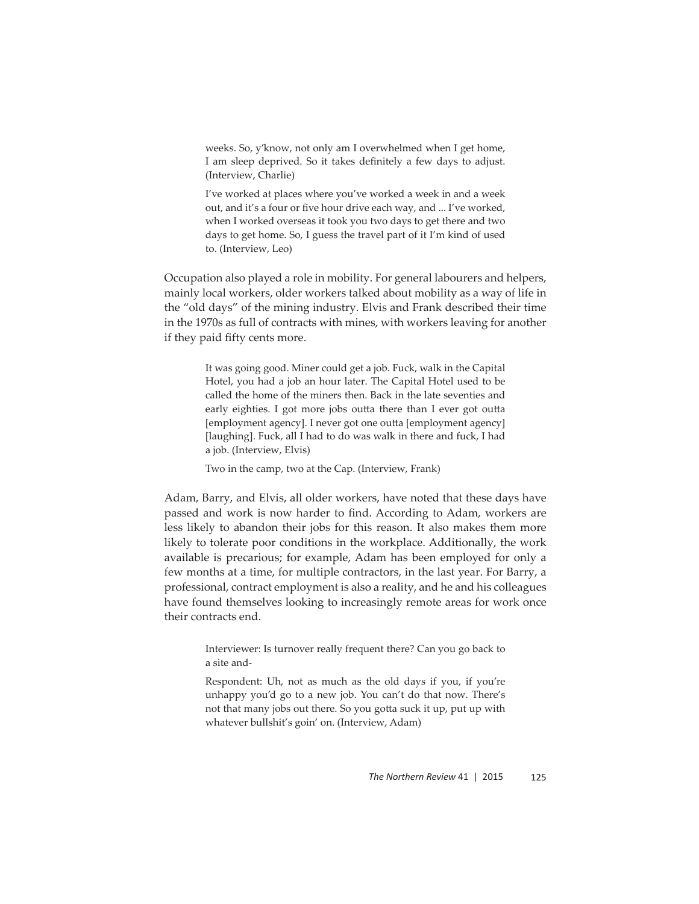> weeks. So, y'know, not only am I overwhelmed when I get home, I am sleep deprived. So it takes definitely a few days to adjust. (Interview, Charlie)

> I've worked at places where you've worked a week in and a week out, and it's a four or five hour drive each way, and ... I've worked, when I worked overseas it took you two days to get there and two days to get home. So, I guess the travel part of it I'm kind of used to. (Interview, Leo)

Occupation also played a role in mobility. For general labourers and helpers, mainly local workers, older workers talked about mobility as a way of life in the "old days" of the mining industry. Elvis and Frank described their time in the 1970s as full of contracts with mines, with workers leaving for another if they paid fifty cents more.

> It was going good. Miner could get a job. Fuck, walk in the Capital Hotel, you had a job an hour later. The Capital Hotel used to be called the home of the miners then. Back in the late seventies and early eighties. I got more jobs outta there than I ever got outta [employment agency]. I never got one outta [employment agency] [laughing]. Fuck, all I had to do was walk in there and fuck, I had a job. (Interview, Elvis)

> Two in the camp, two at the Cap. (Interview, Frank)

Adam, Barry, and Elvis, all older workers, have noted that these days have passed and work is now harder to find. According to Adam, workers are less likely to abandon their jobs for this reason. It also makes them more likely to tolerate poor conditions in the workplace. Additionally, the work available is precarious; for example, Adam has been employed for only a few months at a time, for multiple contractors, in the last year. For Barry, a professional, contract employment is also a reality, and he and his colleagues have found themselves looking to increasingly remote areas for work once their contracts end.

> Interviewer: Is turnover really frequent there? Can you go back to a site and-

> Respondent: Uh, not as much as the old days if you, if you're unhappy you'd go to a new job. You can't do that now. There's not that many jobs out there. So you gotta suck it up, put up with whatever bullshit's goin' on. (Interview, Adam)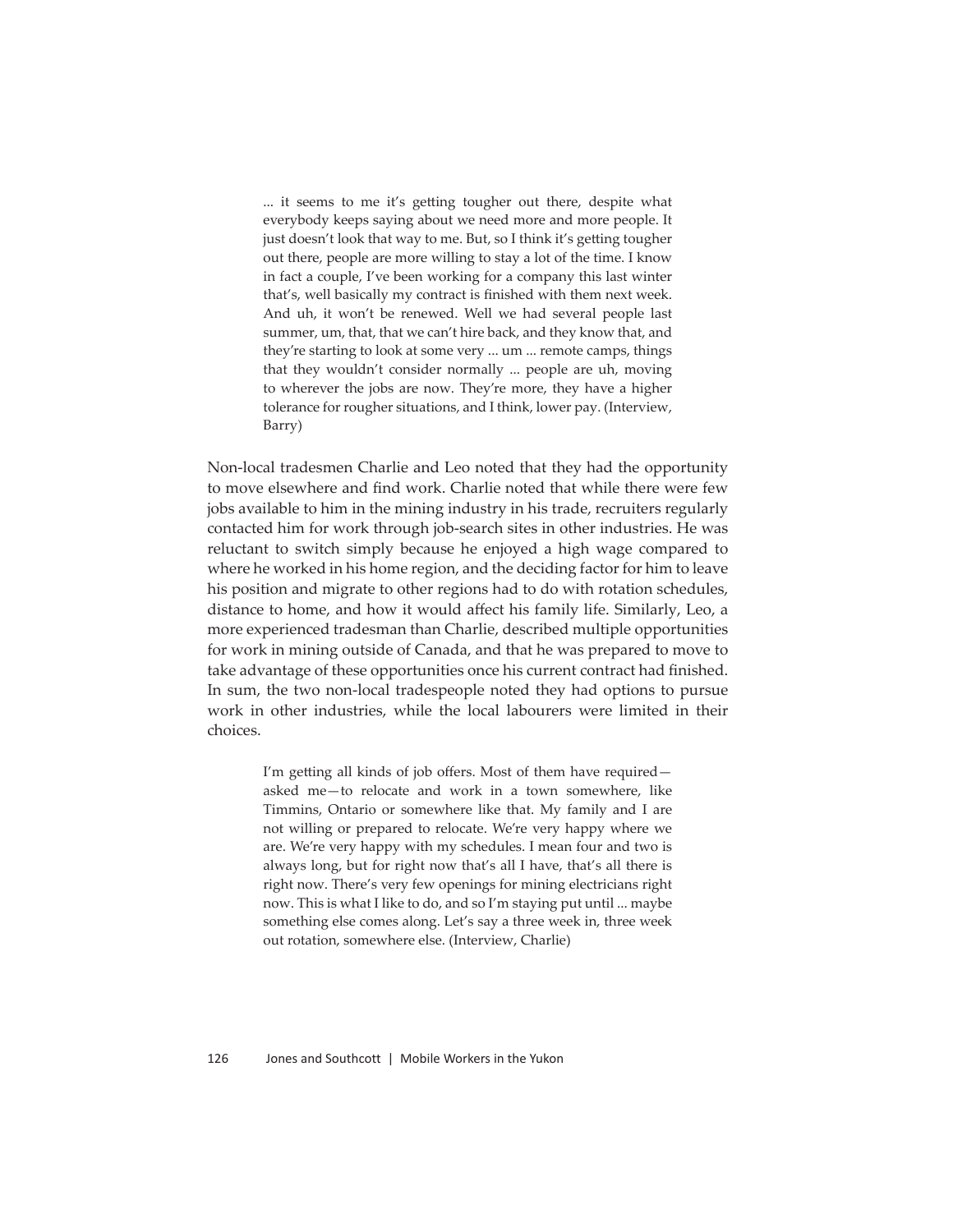> ... it seems to me it's getting tougher out there, despite what everybody keeps saying about we need more and more people. It just doesn't look that way to me. But, so I think it's getting tougher out there, people are more willing to stay a lot of the time. I know in fact a couple, I've been working for a company this last winter that's, well basically my contract is finished with them next week. And uh, it won't be renewed. Well we had several people last summer, um, that, that we can't hire back, and they know that, and they're starting to look at some very ... um ... remote camps, things that they wouldn't consider normally ... people are uh, moving to wherever the jobs are now. They're more, they have a higher tolerance for rougher situations, and I think, lower pay. (Interview, Barry)

Non-local tradesmen Charlie and Leo noted that they had the opportunity to move elsewhere and find work. Charlie noted that while there were few jobs available to him in the mining industry in his trade, recruiters regularly contacted him for work through job-search sites in other industries. He was reluctant to switch simply because he enjoyed a high wage compared to where he worked in his home region, and the deciding factor for him to leave his position and migrate to other regions had to do with rotation schedules, distance to home, and how it would affect his family life. Similarly, Leo, a more experienced tradesman than Charlie, described multiple opportunities for work in mining outside of Canada, and that he was prepared to move to take advantage of these opportunities once his current contract had finished. In sum, the two non-local tradespeople noted they had options to pursue work in other industries, while the local labourers were limited in their choices.

> I'm getting all kinds of job offers. Most of them have required—asked me—to relocate and work in a town somewhere, like Timmins, Ontario or somewhere like that. My family and I are not willing or prepared to relocate. We're very happy where we are. We're very happy with my schedules. I mean four and two is always long, but for right now that's all I have, that's all there is right now. There's very few openings for mining electricians right now. This is what I like to do, and so I'm staying put until ... maybe something else comes along. Let's say a three week in, three week out rotation, somewhere else. (Interview, Charlie)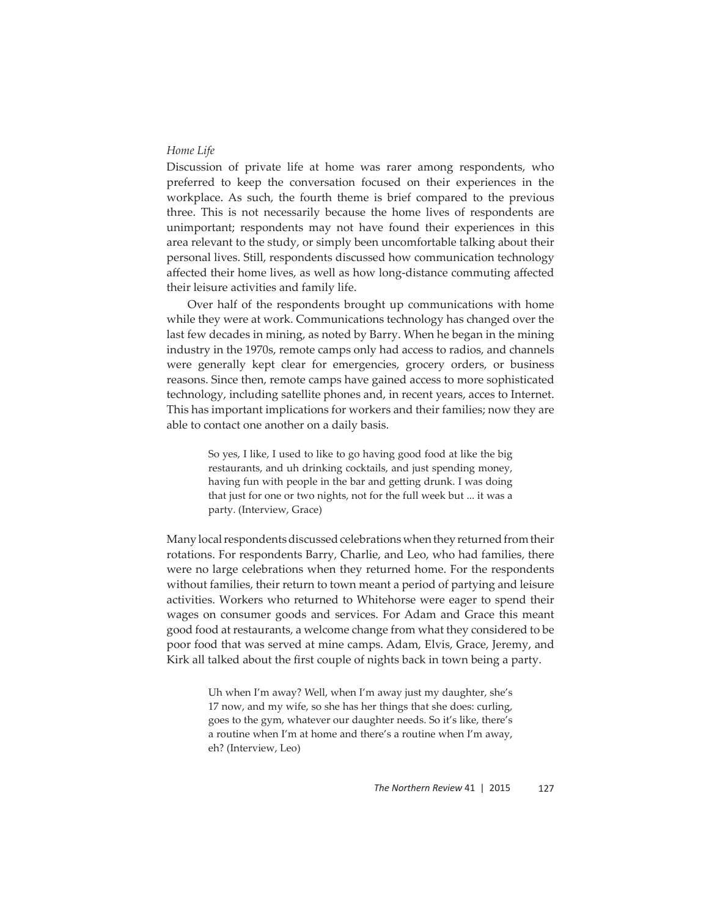*Home Life*

Discussion of private life at home was rarer among respondents, who preferred to keep the conversation focused on their experiences in the workplace. As such, the fourth theme is brief compared to the previous three. This is not necessarily because the home lives of respondents are unimportant; respondents may not have found their experiences in this area relevant to the study, or simply been uncomfortable talking about their personal lives. Still, respondents discussed how communication technology affected their home lives, as well as how long-distance commuting affected their leisure activities and family life.

Over half of the respondents brought up communications with home while they were at work. Communications technology has changed over the last few decades in mining, as noted by Barry. When he began in the mining industry in the 1970s, remote camps only had access to radios, and channels were generally kept clear for emergencies, grocery orders, or business reasons. Since then, remote camps have gained access to more sophisticated technology, including satellite phones and, in recent years, acces to Internet. This has important implications for workers and their families; now they are able to contact one another on a daily basis.

> So yes, I like, I used to like to go having good food at like the big restaurants, and uh drinking cocktails, and just spending money, having fun with people in the bar and getting drunk. I was doing that just for one or two nights, not for the full week but ... it was a party. (Interview, Grace)

Many local respondents discussed celebrations when they returned from their rotations. For respondents Barry, Charlie, and Leo, who had families, there were no large celebrations when they returned home. For the respondents without families, their return to town meant a period of partying and leisure activities. Workers who returned to Whitehorse were eager to spend their wages on consumer goods and services. For Adam and Grace this meant good food at restaurants, a welcome change from what they considered to be poor food that was served at mine camps. Adam, Elvis, Grace, Jeremy, and Kirk all talked about the first couple of nights back in town being a party.

> Uh when I'm away? Well, when I'm away just my daughter, she's 17 now, and my wife, so she has her things that she does: curling, goes to the gym, whatever our daughter needs. So it's like, there's a routine when I'm at home and there's a routine when I'm away, eh? (Interview, Leo)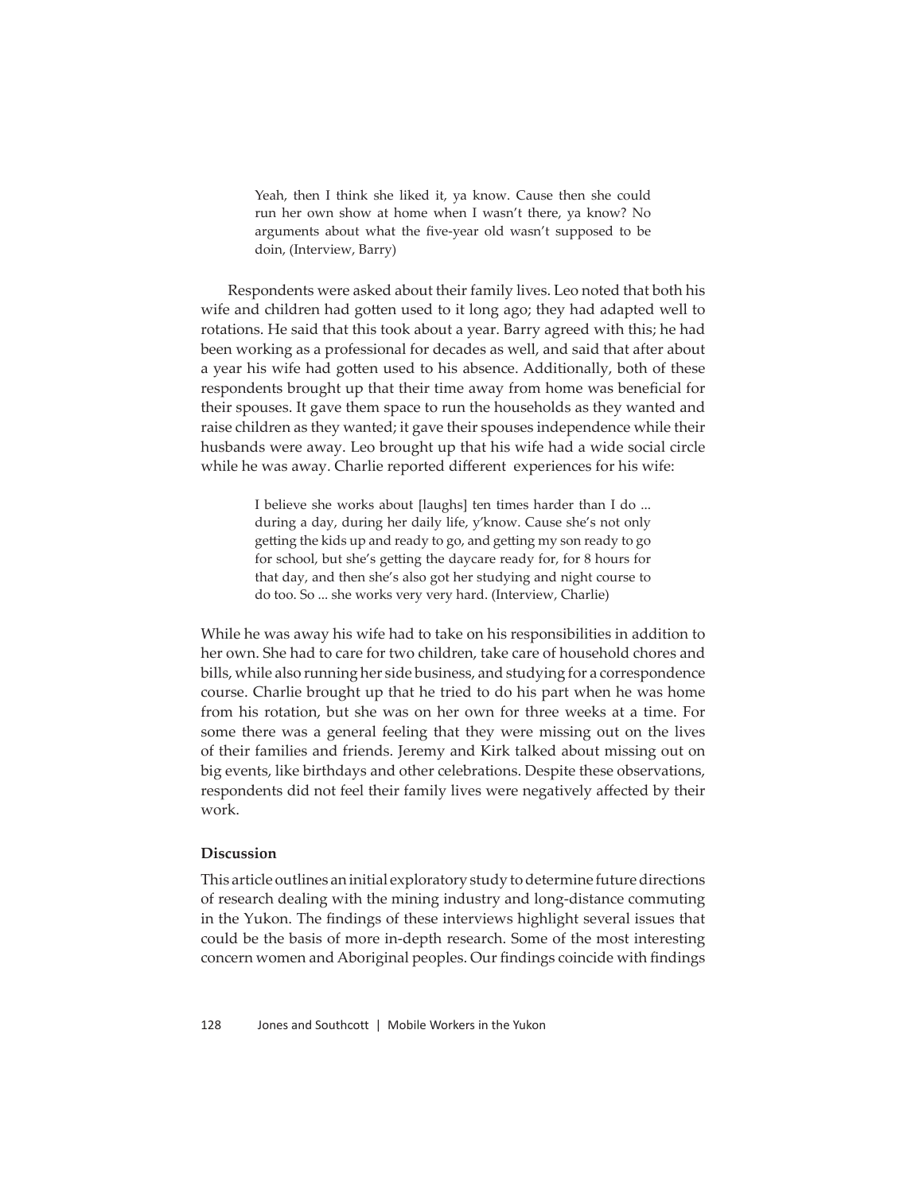> Yeah, then I think she liked it, ya know. Cause then she could run her own show at home when I wasn't there, ya know? No arguments about what the five-year old wasn't supposed to be doin, (Interview, Barry)

Respondents were asked about their family lives. Leo noted that both his wife and children had gotten used to it long ago; they had adapted well to rotations. He said that this took about a year. Barry agreed with this; he had been working as a professional for decades as well, and said that after about a year his wife had gotten used to his absence. Additionally, both of these respondents brought up that their time away from home was beneficial for their spouses. It gave them space to run the households as they wanted and raise children as they wanted; it gave their spouses independence while their husbands were away. Leo brought up that his wife had a wide social circle while he was away. Charlie reported different experiences for his wife:

> I believe she works about [laughs] ten times harder than I do ... during a day, during her daily life, y'know. Cause she's not only getting the kids up and ready to go, and getting my son ready to go for school, but she's getting the daycare ready for, for 8 hours for that day, and then she's also got her studying and night course to do too. So ... she works very very hard. (Interview, Charlie)

While he was away his wife had to take on his responsibilities in addition to her own. She had to care for two children, take care of household chores and bills, while also running her side business, and studying for a correspondence course. Charlie brought up that he tried to do his part when he was home from his rotation, but she was on her own for three weeks at a time. For some there was a general feeling that they were missing out on the lives of their families and friends. Jeremy and Kirk talked about missing out on big events, like birthdays and other celebrations. Despite these observations, respondents did not feel their family lives were negatively affected by their work.

### Discussion

This article outlines an initial exploratory study to determine future directions of research dealing with the mining industry and long-distance commuting in the Yukon. The findings of these interviews highlight several issues that could be the basis of more in-depth research. Some of the most interesting concern women and Aboriginal peoples. Our findings coincide with findings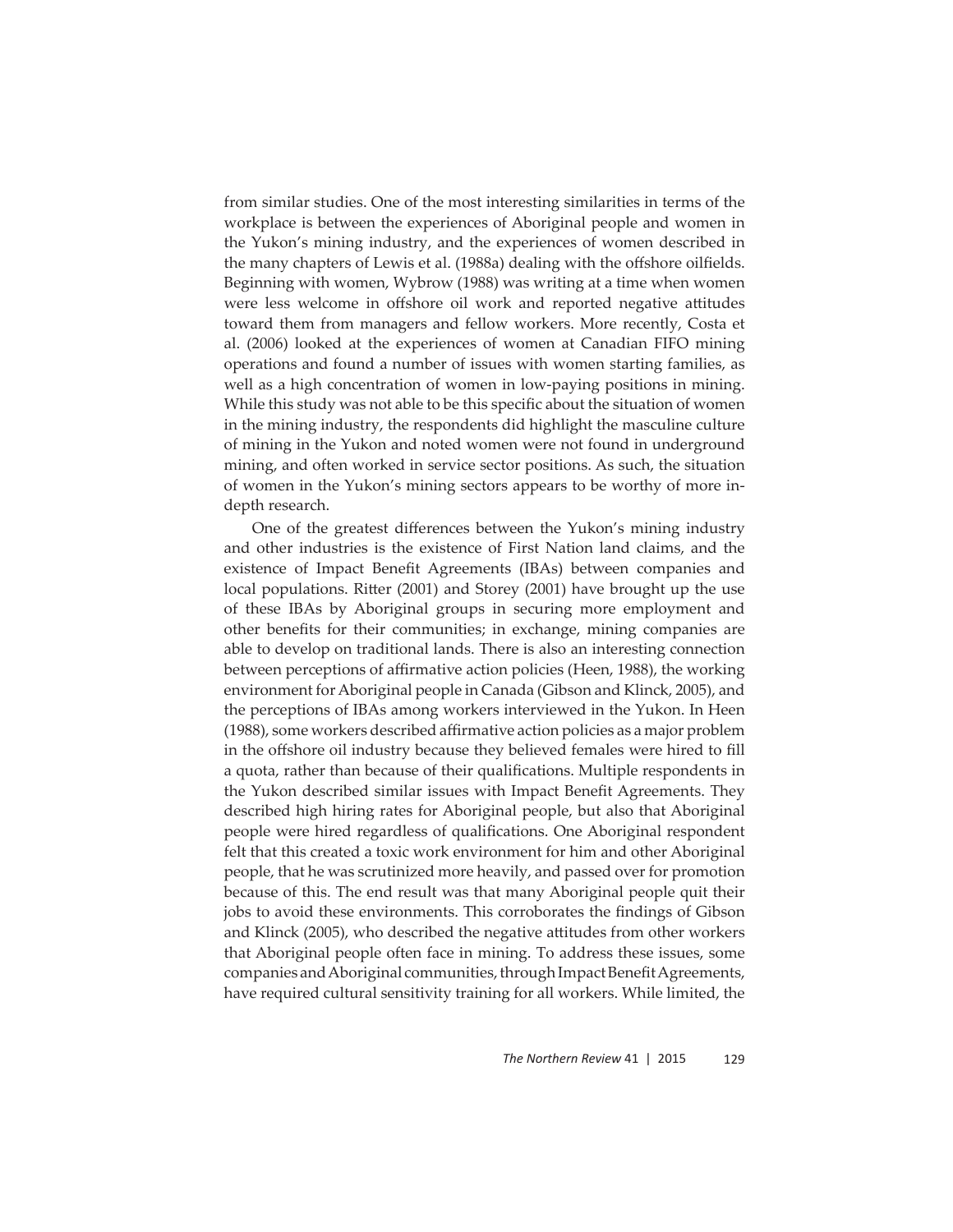from similar studies. One of the most interesting similarities in terms of the workplace is between the experiences of Aboriginal people and women in the Yukon's mining industry, and the experiences of women described in the many chapters of Lewis et al. (1988a) dealing with the offshore oilfields. Beginning with women, Wybrow (1988) was writing at a time when women were less welcome in offshore oil work and reported negative attitudes toward them from managers and fellow workers. More recently, Costa et al. (2006) looked at the experiences of women at Canadian FIFO mining operations and found a number of issues with women starting families, as well as a high concentration of women in low-paying positions in mining. While this study was not able to be this specific about the situation of women in the mining industry, the respondents did highlight the masculine culture of mining in the Yukon and noted women were not found in underground mining, and often worked in service sector positions. As such, the situation of women in the Yukon's mining sectors appears to be worthy of more in-depth research.

One of the greatest differences between the Yukon's mining industry and other industries is the existence of First Nation land claims, and the existence of Impact Benefit Agreements (IBAs) between companies and local populations. Ritter (2001) and Storey (2001) have brought up the use of these IBAs by Aboriginal groups in securing more employment and other benefits for their communities; in exchange, mining companies are able to develop on traditional lands. There is also an interesting connection between perceptions of affirmative action policies (Heen, 1988), the working environment for Aboriginal people in Canada (Gibson and Klinck, 2005), and the perceptions of IBAs among workers interviewed in the Yukon. In Heen (1988), some workers described affirmative action policies as a major problem in the offshore oil industry because they believed females were hired to fill a quota, rather than because of their qualifications. Multiple respondents in the Yukon described similar issues with Impact Benefit Agreements. They described high hiring rates for Aboriginal people, but also that Aboriginal people were hired regardless of qualifications. One Aboriginal respondent felt that this created a toxic work environment for him and other Aboriginal people, that he was scrutinized more heavily, and passed over for promotion because of this. The end result was that many Aboriginal people quit their jobs to avoid these environments. This corroborates the findings of Gibson and Klinck (2005), who described the negative attitudes from other workers that Aboriginal people often face in mining. To address these issues, some companies and Aboriginal communities, through Impact Benefit Agreements, have required cultural sensitivity training for all workers. While limited, the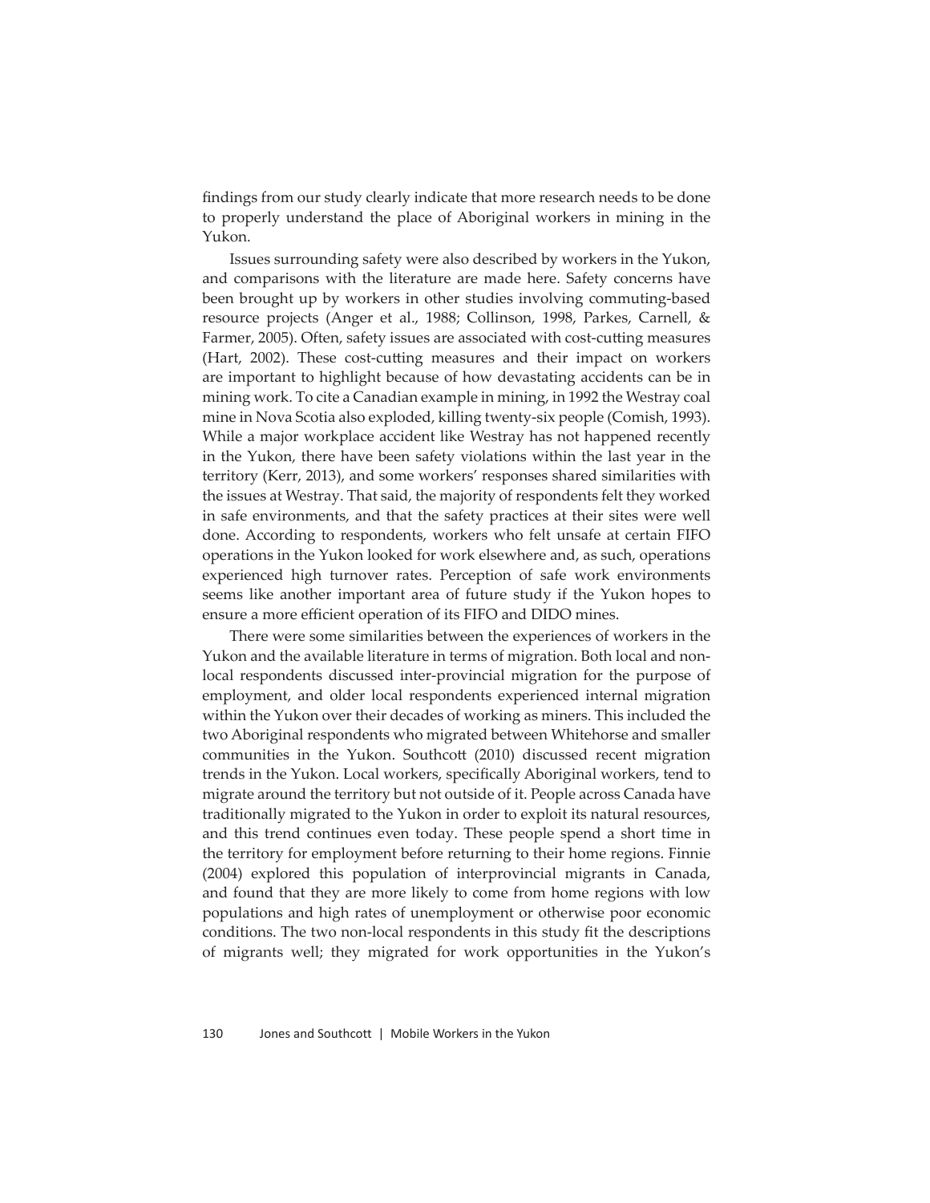findings from our study clearly indicate that more research needs to be done to properly understand the place of Aboriginal workers in mining in the Yukon.

Issues surrounding safety were also described by workers in the Yukon, and comparisons with the literature are made here. Safety concerns have been brought up by workers in other studies involving commuting-based resource projects (Anger et al., 1988; Collinson, 1998, Parkes, Carnell, & Farmer, 2005). Often, safety issues are associated with cost-cutting measures (Hart, 2002). These cost-cutting measures and their impact on workers are important to highlight because of how devastating accidents can be in mining work. To cite a Canadian example in mining, in 1992 the Westray coal mine in Nova Scotia also exploded, killing twenty-six people (Comish, 1993). While a major workplace accident like Westray has not happened recently in the Yukon, there have been safety violations within the last year in the territory (Kerr, 2013), and some workers' responses shared similarities with the issues at Westray. That said, the majority of respondents felt they worked in safe environments, and that the safety practices at their sites were well done. According to respondents, workers who felt unsafe at certain FIFO operations in the Yukon looked for work elsewhere and, as such, operations experienced high turnover rates. Perception of safe work environments seems like another important area of future study if the Yukon hopes to ensure a more efficient operation of its FIFO and DIDO mines.

There were some similarities between the experiences of workers in the Yukon and the available literature in terms of migration. Both local and non-local respondents discussed inter-provincial migration for the purpose of employment, and older local respondents experienced internal migration within the Yukon over their decades of working as miners. This included the two Aboriginal respondents who migrated between Whitehorse and smaller communities in the Yukon. Southcott (2010) discussed recent migration trends in the Yukon. Local workers, specifically Aboriginal workers, tend to migrate around the territory but not outside of it. People across Canada have traditionally migrated to the Yukon in order to exploit its natural resources, and this trend continues even today. These people spend a short time in the territory for employment before returning to their home regions. Finnie (2004) explored this population of interprovincial migrants in Canada, and found that they are more likely to come from home regions with low populations and high rates of unemployment or otherwise poor economic conditions. The two non-local respondents in this study fit the descriptions of migrants well; they migrated for work opportunities in the Yukon's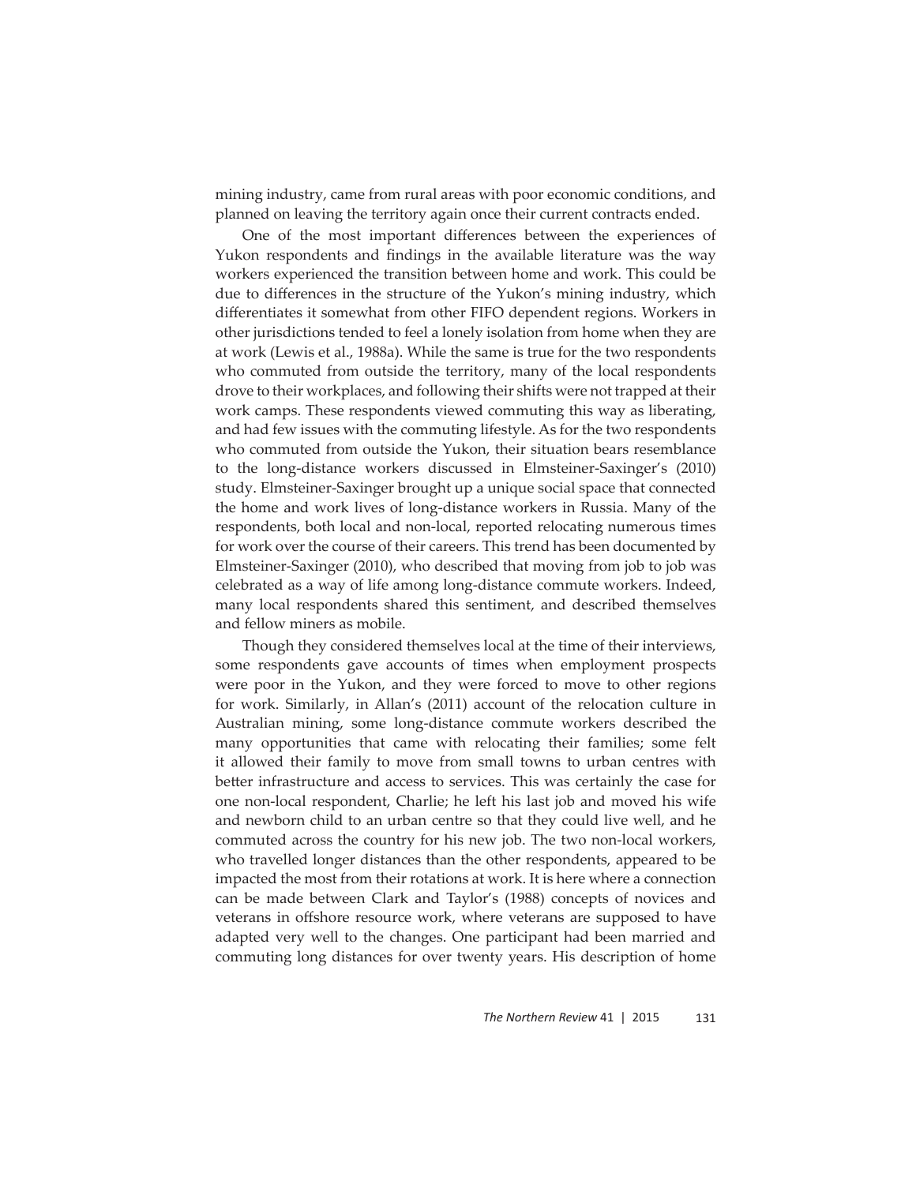mining industry, came from rural areas with poor economic conditions, and planned on leaving the territory again once their current contracts ended.

One of the most important differences between the experiences of Yukon respondents and findings in the available literature was the way workers experienced the transition between home and work. This could be due to differences in the structure of the Yukon's mining industry, which differentiates it somewhat from other FIFO dependent regions. Workers in other jurisdictions tended to feel a lonely isolation from home when they are at work (Lewis et al., 1988a). While the same is true for the two respondents who commuted from outside the territory, many of the local respondents drove to their workplaces, and following their shifts were not trapped at their work camps. These respondents viewed commuting this way as liberating, and had few issues with the commuting lifestyle. As for the two respondents who commuted from outside the Yukon, their situation bears resemblance to the long-distance workers discussed in Elmsteiner-Saxinger's (2010) study. Elmsteiner-Saxinger brought up a unique social space that connected the home and work lives of long-distance workers in Russia. Many of the respondents, both local and non-local, reported relocating numerous times for work over the course of their careers. This trend has been documented by Elmsteiner-Saxinger (2010), who described that moving from job to job was celebrated as a way of life among long-distance commute workers. Indeed, many local respondents shared this sentiment, and described themselves and fellow miners as mobile.

Though they considered themselves local at the time of their interviews, some respondents gave accounts of times when employment prospects were poor in the Yukon, and they were forced to move to other regions for work. Similarly, in Allan's (2011) account of the relocation culture in Australian mining, some long-distance commute workers described the many opportunities that came with relocating their families; some felt it allowed their family to move from small towns to urban centres with better infrastructure and access to services. This was certainly the case for one non-local respondent, Charlie; he left his last job and moved his wife and newborn child to an urban centre so that they could live well, and he commuted across the country for his new job. The two non-local workers, who travelled longer distances than the other respondents, appeared to be impacted the most from their rotations at work. It is here where a connection can be made between Clark and Taylor's (1988) concepts of novices and veterans in offshore resource work, where veterans are supposed to have adapted very well to the changes. One participant had been married and commuting long distances for over twenty years. His description of home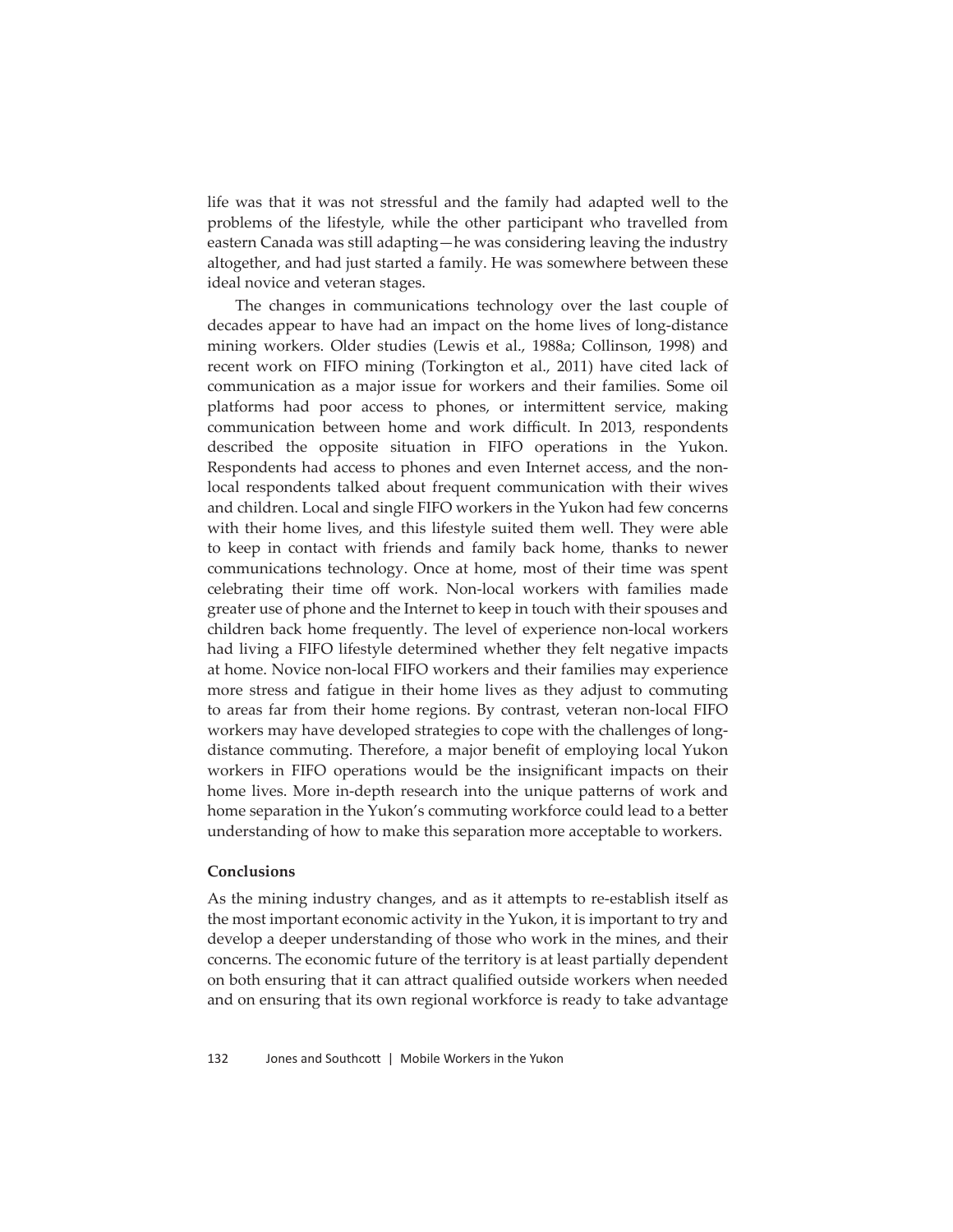life was that it was not stressful and the family had adapted well to the problems of the lifestyle, while the other participant who travelled from eastern Canada was still adapting—he was considering leaving the industry altogether, and had just started a family. He was somewhere between these ideal novice and veteran stages.

The changes in communications technology over the last couple of decades appear to have had an impact on the home lives of long-distance mining workers. Older studies (Lewis et al., 1988a; Collinson, 1998) and recent work on FIFO mining (Torkington et al., 2011) have cited lack of communication as a major issue for workers and their families. Some oil platforms had poor access to phones, or intermittent service, making communication between home and work difficult. In 2013, respondents described the opposite situation in FIFO operations in the Yukon. Respondents had access to phones and even Internet access, and the non-local respondents talked about frequent communication with their wives and children. Local and single FIFO workers in the Yukon had few concerns with their home lives, and this lifestyle suited them well. They were able to keep in contact with friends and family back home, thanks to newer communications technology. Once at home, most of their time was spent celebrating their time off work. Non-local workers with families made greater use of phone and the Internet to keep in touch with their spouses and children back home frequently. The level of experience non-local workers had living a FIFO lifestyle determined whether they felt negative impacts at home. Novice non-local FIFO workers and their families may experience more stress and fatigue in their home lives as they adjust to commuting to areas far from their home regions. By contrast, veteran non-local FIFO workers may have developed strategies to cope with the challenges of long-distance commuting. Therefore, a major benefit of employing local Yukon workers in FIFO operations would be the insignificant impacts on their home lives. More in-depth research into the unique patterns of work and home separation in the Yukon's commuting workforce could lead to a better understanding of how to make this separation more acceptable to workers.

## Conclusions

As the mining industry changes, and as it attempts to re-establish itself as the most important economic activity in the Yukon, it is important to try and develop a deeper understanding of those who work in the mines, and their concerns. The economic future of the territory is at least partially dependent on both ensuring that it can attract qualified outside workers when needed and on ensuring that its own regional workforce is ready to take advantage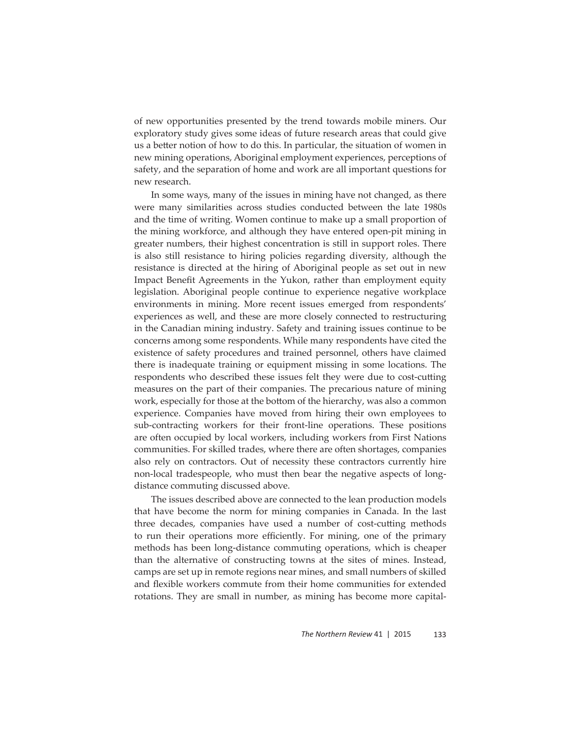of new opportunities presented by the trend towards mobile miners. Our exploratory study gives some ideas of future research areas that could give us a better notion of how to do this. In particular, the situation of women in new mining operations, Aboriginal employment experiences, perceptions of safety, and the separation of home and work are all important questions for new research.

In some ways, many of the issues in mining have not changed, as there were many similarities across studies conducted between the late 1980s and the time of writing. Women continue to make up a small proportion of the mining workforce, and although they have entered open-pit mining in greater numbers, their highest concentration is still in support roles. There is also still resistance to hiring policies regarding diversity, although the resistance is directed at the hiring of Aboriginal people as set out in new Impact Benefit Agreements in the Yukon, rather than employment equity legislation. Aboriginal people continue to experience negative workplace environments in mining. More recent issues emerged from respondents' experiences as well, and these are more closely connected to restructuring in the Canadian mining industry. Safety and training issues continue to be concerns among some respondents. While many respondents have cited the existence of safety procedures and trained personnel, others have claimed there is inadequate training or equipment missing in some locations. The respondents who described these issues felt they were due to cost-cutting measures on the part of their companies. The precarious nature of mining work, especially for those at the bottom of the hierarchy, was also a common experience. Companies have moved from hiring their own employees to sub-contracting workers for their front-line operations. These positions are often occupied by local workers, including workers from First Nations communities. For skilled trades, where there are often shortages, companies also rely on contractors. Out of necessity these contractors currently hire non-local tradespeople, who must then bear the negative aspects of long-distance commuting discussed above.

The issues described above are connected to the lean production models that have become the norm for mining companies in Canada. In the last three decades, companies have used a number of cost-cutting methods to run their operations more efficiently. For mining, one of the primary methods has been long-distance commuting operations, which is cheaper than the alternative of constructing towns at the sites of mines. Instead, camps are set up in remote regions near mines, and small numbers of skilled and flexible workers commute from their home communities for extended rotations. They are small in number, as mining has become more capital-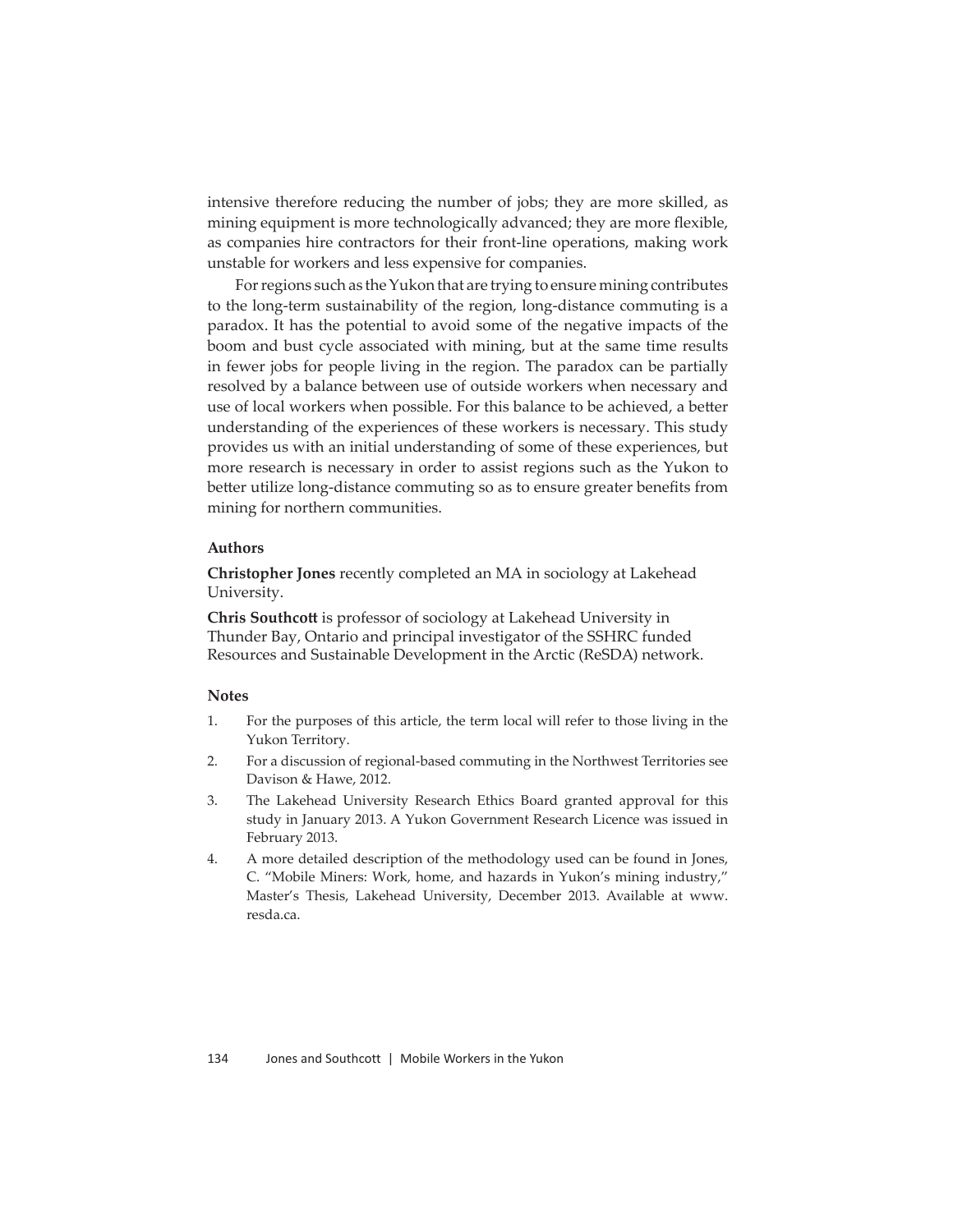intensive therefore reducing the number of jobs; they are more skilled, as mining equipment is more technologically advanced; they are more flexible, as companies hire contractors for their front-line operations, making work unstable for workers and less expensive for companies.

For regions such as the Yukon that are trying to ensure mining contributes to the long-term sustainability of the region, long-distance commuting is a paradox. It has the potential to avoid some of the negative impacts of the boom and bust cycle associated with mining, but at the same time results in fewer jobs for people living in the region. The paradox can be partially resolved by a balance between use of outside workers when necessary and use of local workers when possible. For this balance to be achieved, a better understanding of the experiences of these workers is necessary. This study provides us with an initial understanding of some of these experiences, but more research is necessary in order to assist regions such as the Yukon to better utilize long-distance commuting so as to ensure greater benefits from mining for northern communities.

### Authors

**Christopher Jones** recently completed an MA in sociology at Lakehead University.

**Chris Southcott** is professor of sociology at Lakehead University in Thunder Bay, Ontario and principal investigator of the SSHRC funded Resources and Sustainable Development in the Arctic (ReSDA) network.

### Notes

1. For the purposes of this article, the term local will refer to those living in the Yukon Territory.
2. For a discussion of regional-based commuting in the Northwest Territories see Davison & Hawe, 2012.
3. The Lakehead University Research Ethics Board granted approval for this study in January 2013. A Yukon Government Research Licence was issued in February 2013.
4. A more detailed description of the methodology used can be found in Jones, C. "Mobile Miners: Work, home, and hazards in Yukon's mining industry," Master's Thesis, Lakehead University, December 2013. Available at www.resda.ca.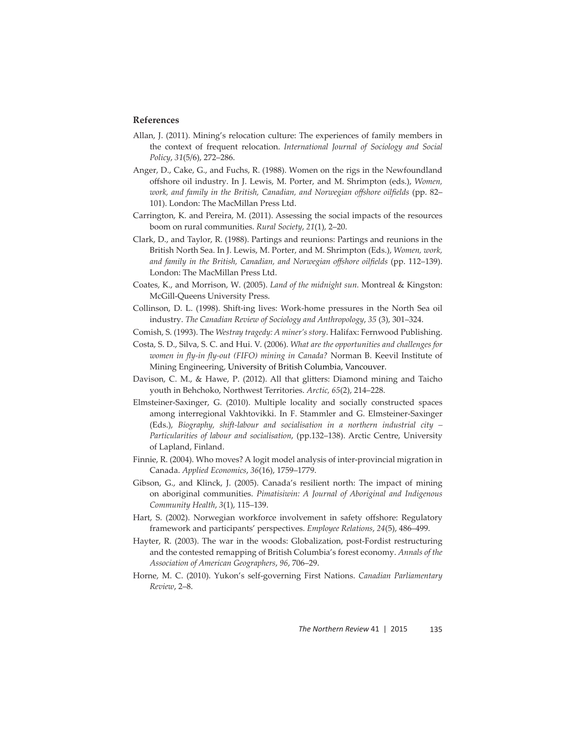## References

Allan, J. (2011). Mining's relocation culture: The experiences of family members in the context of frequent relocation. *International Journal of Sociology and Social Policy*, *31*(5/6), 272–286.

Anger, D., Cake, G., and Fuchs, R. (1988). Women on the rigs in the Newfoundland offshore oil industry. In J. Lewis, M. Porter, and M. Shrimpton (eds.), *Women, work, and family in the British, Canadian, and Norwegian offshore oilfields* (pp. 82–101). London: The MacMillan Press Ltd.

Carrington, K. and Pereira, M. (2011). Assessing the social impacts of the resources boom on rural communities. *Rural Society*, *21*(1), 2–20.

Clark, D., and Taylor, R. (1988). Partings and reunions: Partings and reunions in the British North Sea. In J. Lewis, M. Porter, and M. Shrimpton (Eds.), *Women, work, and family in the British, Canadian, and Norwegian offshore oilfields* (pp. 112–139). London: The MacMillan Press Ltd.

Coates, K., and Morrison, W. (2005). *Land of the midnight sun*. Montreal & Kingston: McGill-Queens University Press.

Collinson, D. L. (1998). Shift-ing lives: Work-home pressures in the North Sea oil industry. *The Canadian Review of Sociology and Anthropology*, *35* (3), 301–324.

Comish, S. (1993). The *Westray tragedy: A miner's story*. Halifax: Fernwood Publishing.

Costa, S. D., Silva, S. C. and Hui. V. (2006). *What are the opportunities and challenges for women in fly-in fly-out (FIFO) mining in Canada?* Norman B. Keevil Institute of Mining Engineering, University of British Columbia, Vancouver.

Davison, C. M., & Hawe, P. (2012). All that glitters: Diamond mining and Taicho youth in Behchoko, Northwest Territories. *Arctic, 65*(2), 214–228.

Elmsteiner-Saxinger, G. (2010). Multiple locality and socially constructed spaces among interregional Vakhtovikki. In F. Stammler and G. Elmsteiner-Saxinger (Eds.), *Biography, shift-labour and socialisation in a northern industrial city – Particularities of labour and socialisation*, (pp.132–138). Arctic Centre, University of Lapland, Finland.

Finnie, R. (2004). Who moves? A logit model analysis of inter-provincial migration in Canada. *Applied Economics*, *36*(16), 1759–1779.

Gibson, G., and Klinck, J. (2005). Canada's resilient north: The impact of mining on aboriginal communities. *Pimatisiwin: A Journal of Aboriginal and Indigenous Community Health*, *3*(1), 115–139.

Hart, S. (2002). Norwegian workforce involvement in safety offshore: Regulatory framework and participants' perspectives. *Employee Relations*, *24*(5), 486–499.

Hayter, R. (2003). The war in the woods: Globalization, post-Fordist restructuring and the contested remapping of British Columbia's forest economy. *Annals of the Association of American Geographers*, *96*, 706–29.

Horne, M. C. (2010). Yukon's self-governing First Nations. *Canadian Parliamentary Review*, 2–8.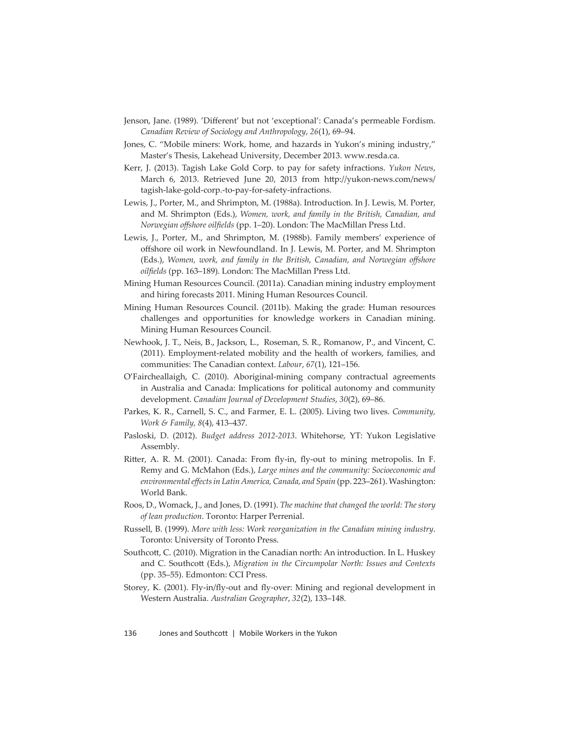Jenson, Jane. (1989). 'Different' but not 'exceptional': Canada's permeable Fordism. *Canadian Review of Sociology and Anthropology*, *26*(1), 69–94.

Jones, C. "Mobile miners: Work, home, and hazards in Yukon's mining industry," Master's Thesis, Lakehead University, December 2013. www.resda.ca.

Kerr, J. (2013). Tagish Lake Gold Corp. to pay for safety infractions. *Yukon News*, March 6, 2013. Retrieved June 20, 2013 from http://yukon-news.com/news/tagish-lake-gold-corp.-to-pay-for-safety-infractions.

Lewis, J., Porter, M., and Shrimpton, M. (1988a). Introduction. In J. Lewis, M. Porter, and M. Shrimpton (Eds.), *Women, work, and family in the British, Canadian, and Norwegian offshore oilfields* (pp. 1–20). London: The MacMillan Press Ltd.

Lewis, J., Porter, M., and Shrimpton, M. (1988b). Family members' experience of offshore oil work in Newfoundland. In J. Lewis, M. Porter, and M. Shrimpton (Eds.), *Women, work, and family in the British, Canadian, and Norwegian offshore oilfields* (pp. 163–189). London: The MacMillan Press Ltd.

Mining Human Resources Council. (2011a). Canadian mining industry employment and hiring forecasts 2011. Mining Human Resources Council.

Mining Human Resources Council. (2011b). Making the grade: Human resources challenges and opportunities for knowledge workers in Canadian mining. Mining Human Resources Council.

Newhook, J. T., Neis, B., Jackson, L., Roseman, S. R., Romanow, P., and Vincent, C. (2011). Employment-related mobility and the health of workers, families, and communities: The Canadian context. *Labour*, *67*(1), 121–156.

O'Faircheallaigh, C. (2010). Aboriginal-mining company contractual agreements in Australia and Canada: Implications for political autonomy and community development. *Canadian Journal of Development Studies*, *30*(2), 69–86.

Parkes, K. R., Carnell, S. C., and Farmer, E. L. (2005). Living two lives. *Community, Work & Family*, *8*(4), 413–437.

Pasloski, D. (2012). *Budget address 2012-2013*. Whitehorse, YT: Yukon Legislative Assembly.

Ritter, A. R. M. (2001). Canada: From fly-in, fly-out to mining metropolis. In F. Remy and G. McMahon (Eds.), *Large mines and the community: Socioeconomic and environmental effects in Latin America, Canada, and Spain* (pp. 223–261). Washington: World Bank.

Roos, D., Womack, J., and Jones, D. (1991). *The machine that changed the world: The story of lean production*. Toronto: Harper Perrenial.

Russell, B. (1999). *More with less: Work reorganization in the Canadian mining industry*. Toronto: University of Toronto Press.

Southcott, C. (2010). Migration in the Canadian north: An introduction. In L. Huskey and C. Southcott (Eds.), *Migration in the Circumpolar North: Issues and Contexts* (pp. 35–55). Edmonton: CCI Press.

Storey, K. (2001). Fly-in/fly-out and fly-over: Mining and regional development in Western Australia. *Australian Geographer*, *32*(2), 133–148.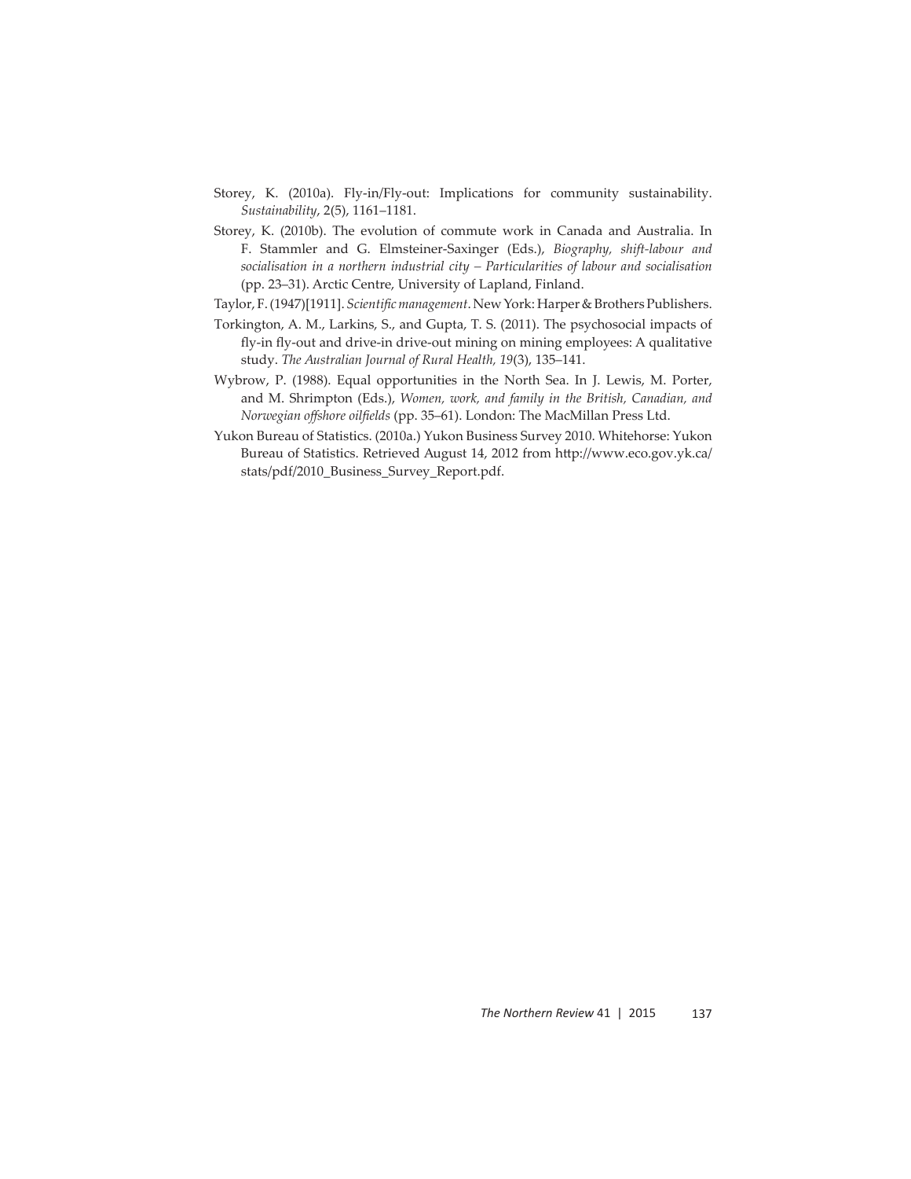Storey, K. (2010a). Fly-in/Fly-out: Implications for community sustainability. *Sustainability*, 2(5), 1161–1181.

Storey, K. (2010b). The evolution of commute work in Canada and Australia. In F. Stammler and G. Elmsteiner-Saxinger (Eds.), *Biography, shift-labour and socialisation in a northern industrial city – Particularities of labour and socialisation* (pp. 23–31). Arctic Centre, University of Lapland, Finland.

Taylor, F. (1947)[1911]. *Scientific management*. New York: Harper & Brothers Publishers.

Torkington, A. M., Larkins, S., and Gupta, T. S. (2011). The psychosocial impacts of fly-in fly-out and drive-in drive-out mining on mining employees: A qualitative study. *The Australian Journal of Rural Health, 19*(3), 135–141.

Wybrow, P. (1988). Equal opportunities in the North Sea. In J. Lewis, M. Porter, and M. Shrimpton (Eds.), *Women, work, and family in the British, Canadian, and Norwegian offshore oilfields* (pp. 35–61). London: The MacMillan Press Ltd.

Yukon Bureau of Statistics. (2010a.) Yukon Business Survey 2010. Whitehorse: Yukon Bureau of Statistics. Retrieved August 14, 2012 from http://www.eco.gov.yk.ca/stats/pdf/2010_Business_Survey_Report.pdf.